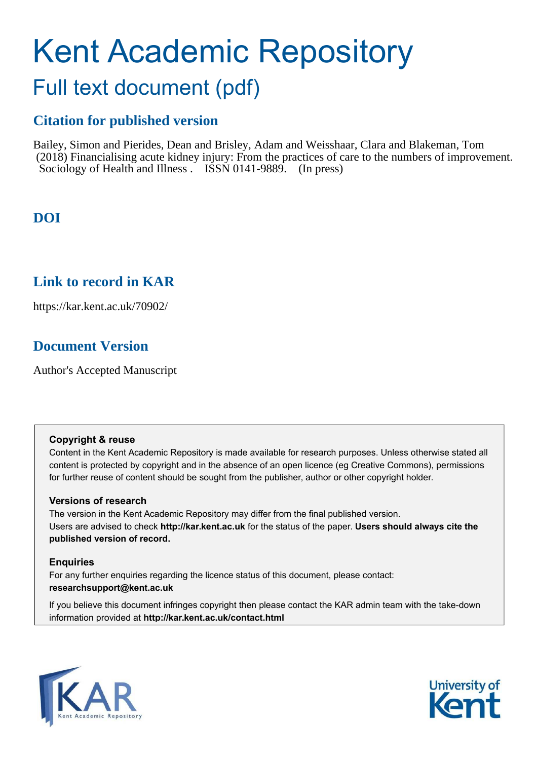# Kent Academic Repository

## Full text document (pdf)

### Citation for published version

Bailey, Simon and Pierides, Dean and Brisley, Adam and Weisshaar, Clara and Blakeman, Tom (2018) Financialising acute kidney injury: From the practices of care to the numbers of improvement. Sociology of Health and Illness . ISSN 0141-9889. (In press)

### DOI

### Link to record in KAR

https://kar.kent.ac.uk/70902/

### Document Version

Author's Accepted Manuscript

**Copyright & reuse**

Content in the Kent Academic Repository is made available for research purposes. Unless otherwise stated all content is protected by copyright and in the absence of an open licence (eg Creative Commons), permissions for further reuse of content should be sought from the publisher, author or other copyright holder.

**Versions of research**

The version in the Kent Academic Repository may differ from the final published version. Users are advised to check **http://kar.kent.ac.uk** for the status of the paper. **Users should always cite the published version of record.**

**Enquiries**

For any further enquiries regarding the licence status of this document, please contact: **researchsupport@kent.ac.uk**

If you believe this document infringes copyright then please contact the KAR admin team with the take-down information provided at **http://kar.kent.ac.uk/contact.html**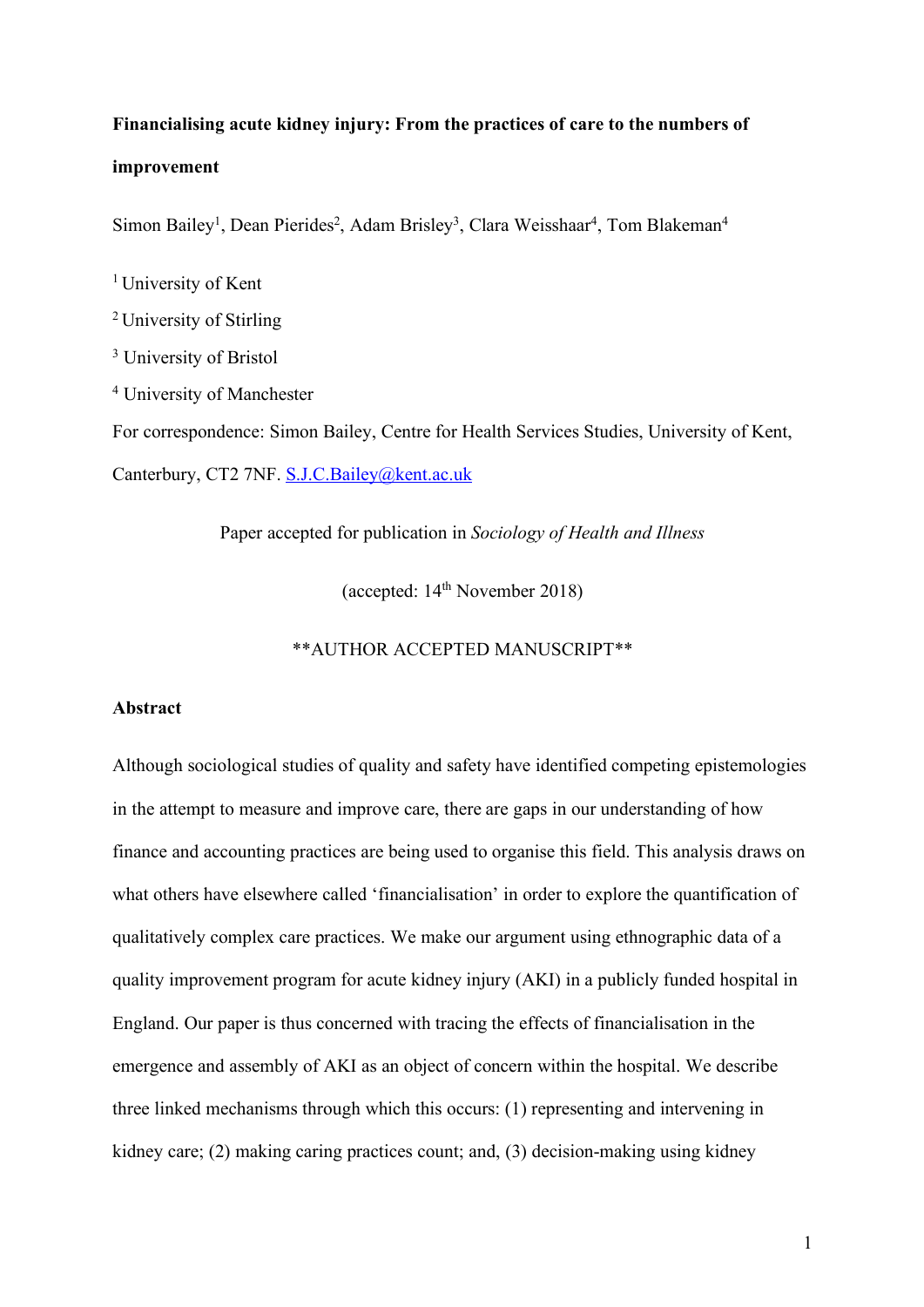**Financialising acute kidney injury: From the practices of care to the numbers of improvement**

Simon Bailey[1], Dean Pierides[2], Adam Brisley[3], Clara Weisshaar[4], Tom Blakeman[4]

[1] University of Kent

[2] University of Stirling

[3] University of Bristol

[4] University of Manchester

For correspondence: Simon Bailey, Centre for Health Services Studies, University of Kent, Canterbury, CT2 7NF. S.J.C.Bailey@kent.ac.uk

Paper accepted for publication in *Sociology of Health and Illness*

(accepted: 14th November 2018)

**AUTHOR ACCEPTED MANUSCRIPT**

**Abstract**

Although sociological studies of quality and safety have identified competing epistemologies in the attempt to measure and improve care, there are gaps in our understanding of how finance and accounting practices are being used to organise this field. This analysis draws on what others have elsewhere called 'financialisation' in order to explore the quantification of qualitatively complex care practices. We make our argument using ethnographic data of a quality improvement program for acute kidney injury (AKI) in a publicly funded hospital in England. Our paper is thus concerned with tracing the effects of financialisation in the emergence and assembly of AKI as an object of concern within the hospital. We describe three linked mechanisms through which this occurs: (1) representing and intervening in kidney care; (2) making caring practices count; and, (3) decision-making using kidney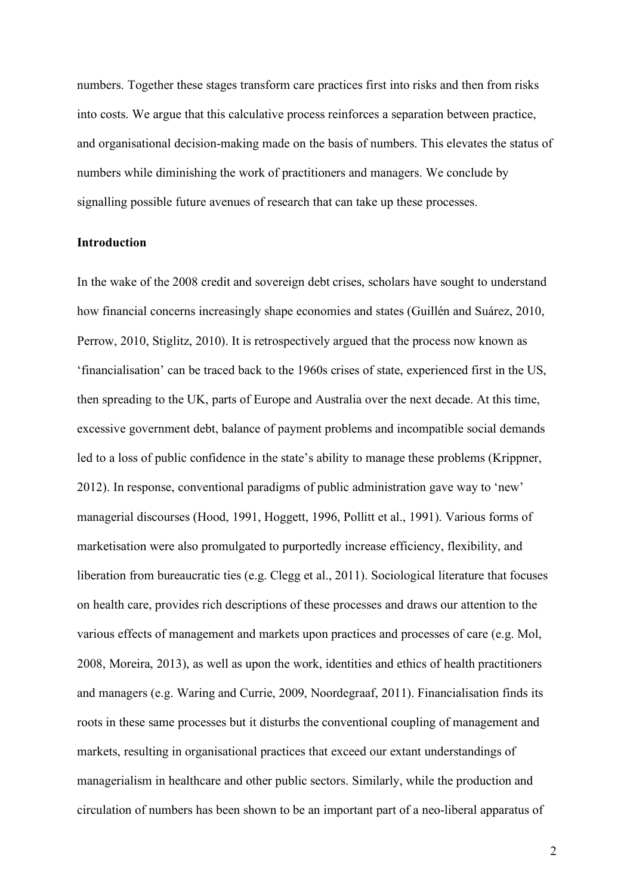numbers. Together these stages transform care practices first into risks and then from risks into costs. We argue that this calculative process reinforces a separation between practice, and organisational decision-making made on the basis of numbers. This elevates the status of numbers while diminishing the work of practitioners and managers. We conclude by signalling possible future avenues of research that can take up these processes.

## Introduction

In the wake of the 2008 credit and sovereign debt crises, scholars have sought to understand how financial concerns increasingly shape economies and states (Guillén and Suárez, 2010, Perrow, 2010, Stiglitz, 2010). It is retrospectively argued that the process now known as 'financialisation' can be traced back to the 1960s crises of state, experienced first in the US, then spreading to the UK, parts of Europe and Australia over the next decade. At this time, excessive government debt, balance of payment problems and incompatible social demands led to a loss of public confidence in the state's ability to manage these problems (Krippner, 2012). In response, conventional paradigms of public administration gave way to 'new' managerial discourses (Hood, 1991, Hoggett, 1996, Pollitt et al., 1991). Various forms of marketisation were also promulgated to purportedly increase efficiency, flexibility, and liberation from bureaucratic ties (e.g. Clegg et al., 2011). Sociological literature that focuses on health care, provides rich descriptions of these processes and draws our attention to the various effects of management and markets upon practices and processes of care (e.g. Mol, 2008, Moreira, 2013), as well as upon the work, identities and ethics of health practitioners and managers (e.g. Waring and Currie, 2009, Noordegraaf, 2011). Financialisation finds its roots in these same processes but it disturbs the conventional coupling of management and markets, resulting in organisational practices that exceed our extant understandings of managerialism in healthcare and other public sectors. Similarly, while the production and circulation of numbers has been shown to be an important part of a neo-liberal apparatus of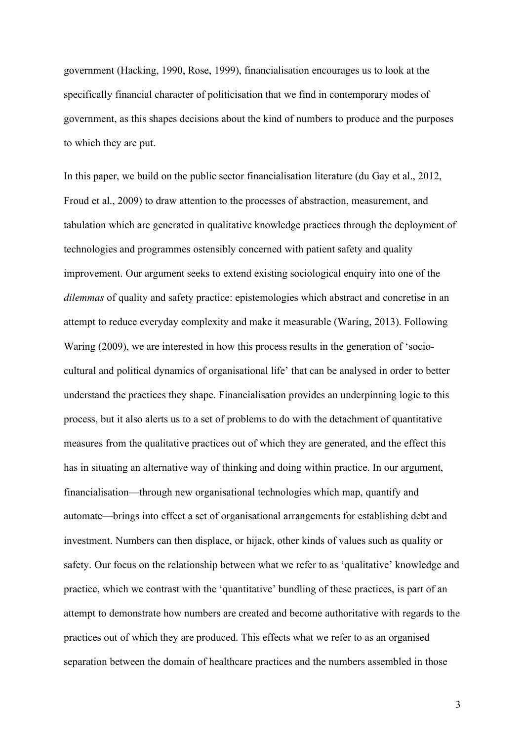government (Hacking, 1990, Rose, 1999), financialisation encourages us to look at the specifically financial character of politicisation that we find in contemporary modes of government, as this shapes decisions about the kind of numbers to produce and the purposes to which they are put.

In this paper, we build on the public sector financialisation literature (du Gay et al., 2012, Froud et al., 2009) to draw attention to the processes of abstraction, measurement, and tabulation which are generated in qualitative knowledge practices through the deployment of technologies and programmes ostensibly concerned with patient safety and quality improvement. Our argument seeks to extend existing sociological enquiry into one of the *dilemmas* of quality and safety practice: epistemologies which abstract and concretise in an attempt to reduce everyday complexity and make it measurable (Waring, 2013). Following Waring (2009), we are interested in how this process results in the generation of 'socio-cultural and political dynamics of organisational life' that can be analysed in order to better understand the practices they shape. Financialisation provides an underpinning logic to this process, but it also alerts us to a set of problems to do with the detachment of quantitative measures from the qualitative practices out of which they are generated, and the effect this has in situating an alternative way of thinking and doing within practice. In our argument, financialisation—through new organisational technologies which map, quantify and automate—brings into effect a set of organisational arrangements for establishing debt and investment. Numbers can then displace, or hijack, other kinds of values such as quality or safety. Our focus on the relationship between what we refer to as 'qualitative' knowledge and practice, which we contrast with the 'quantitative' bundling of these practices, is part of an attempt to demonstrate how numbers are created and become authoritative with regards to the practices out of which they are produced. This effects what we refer to as an organised separation between the domain of healthcare practices and the numbers assembled in those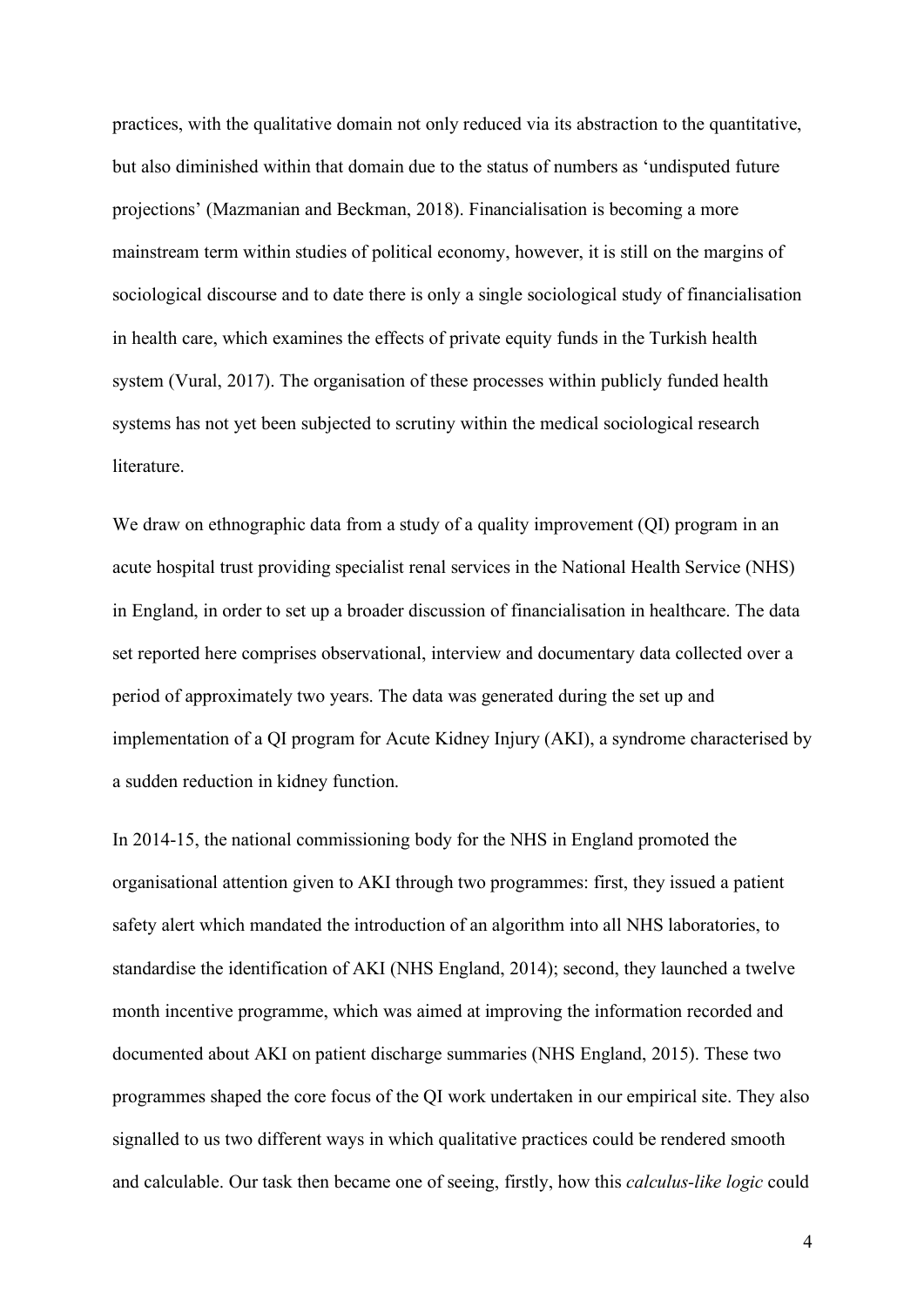practices, with the qualitative domain not only reduced via its abstraction to the quantitative, but also diminished within that domain due to the status of numbers as 'undisputed future projections' (Mazmanian and Beckman, 2018). Financialisation is becoming a more mainstream term within studies of political economy, however, it is still on the margins of sociological discourse and to date there is only a single sociological study of financialisation in health care, which examines the effects of private equity funds in the Turkish health system (Vural, 2017). The organisation of these processes within publicly funded health systems has not yet been subjected to scrutiny within the medical sociological research literature.

We draw on ethnographic data from a study of a quality improvement (QI) program in an acute hospital trust providing specialist renal services in the National Health Service (NHS) in England, in order to set up a broader discussion of financialisation in healthcare. The data set reported here comprises observational, interview and documentary data collected over a period of approximately two years. The data was generated during the set up and implementation of a QI program for Acute Kidney Injury (AKI), a syndrome characterised by a sudden reduction in kidney function.

In 2014-15, the national commissioning body for the NHS in England promoted the organisational attention given to AKI through two programmes: first, they issued a patient safety alert which mandated the introduction of an algorithm into all NHS laboratories, to standardise the identification of AKI (NHS England, 2014); second, they launched a twelve month incentive programme, which was aimed at improving the information recorded and documented about AKI on patient discharge summaries (NHS England, 2015). These two programmes shaped the core focus of the QI work undertaken in our empirical site. They also signalled to us two different ways in which qualitative practices could be rendered smooth and calculable. Our task then became one of seeing, firstly, how this *calculus-like logic* could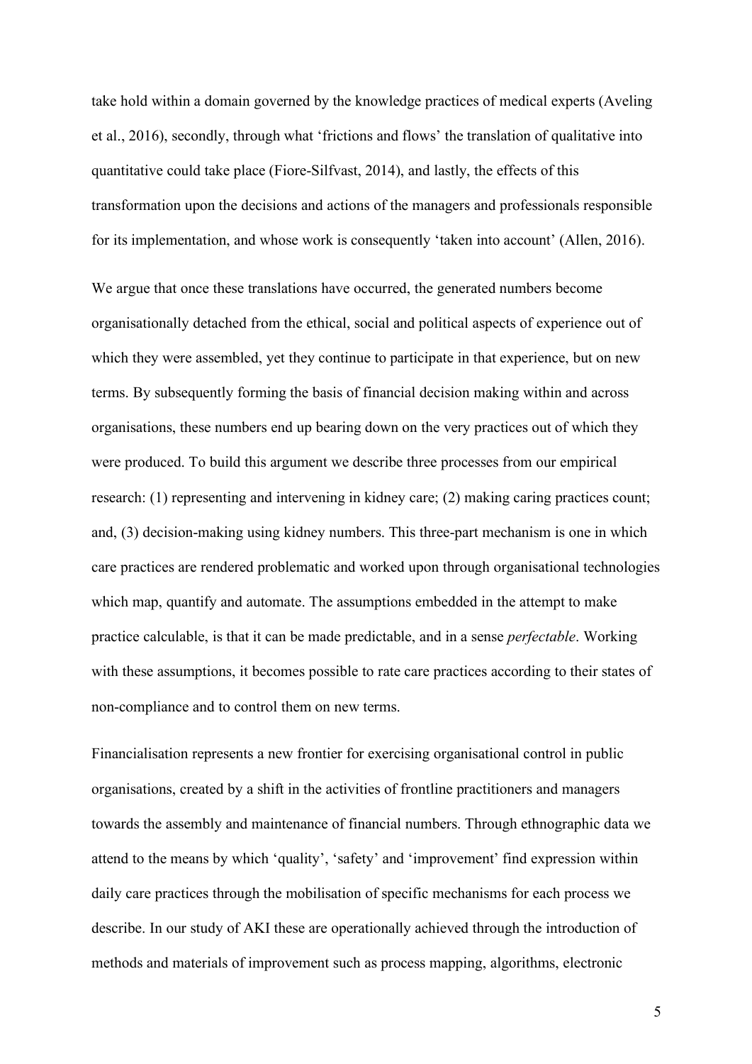take hold within a domain governed by the knowledge practices of medical experts (Aveling et al., 2016), secondly, through what 'frictions and flows' the translation of qualitative into quantitative could take place (Fiore-Silfvast, 2014), and lastly, the effects of this transformation upon the decisions and actions of the managers and professionals responsible for its implementation, and whose work is consequently 'taken into account' (Allen, 2016).

We argue that once these translations have occurred, the generated numbers become organisationally detached from the ethical, social and political aspects of experience out of which they were assembled, yet they continue to participate in that experience, but on new terms. By subsequently forming the basis of financial decision making within and across organisations, these numbers end up bearing down on the very practices out of which they were produced. To build this argument we describe three processes from our empirical research: (1) representing and intervening in kidney care; (2) making caring practices count; and, (3) decision-making using kidney numbers. This three-part mechanism is one in which care practices are rendered problematic and worked upon through organisational technologies which map, quantify and automate. The assumptions embedded in the attempt to make practice calculable, is that it can be made predictable, and in a sense *perfectable*. Working with these assumptions, it becomes possible to rate care practices according to their states of non-compliance and to control them on new terms.

Financialisation represents a new frontier for exercising organisational control in public organisations, created by a shift in the activities of frontline practitioners and managers towards the assembly and maintenance of financial numbers. Through ethnographic data we attend to the means by which 'quality', 'safety' and 'improvement' find expression within daily care practices through the mobilisation of specific mechanisms for each process we describe. In our study of AKI these are operationally achieved through the introduction of methods and materials of improvement such as process mapping, algorithms, electronic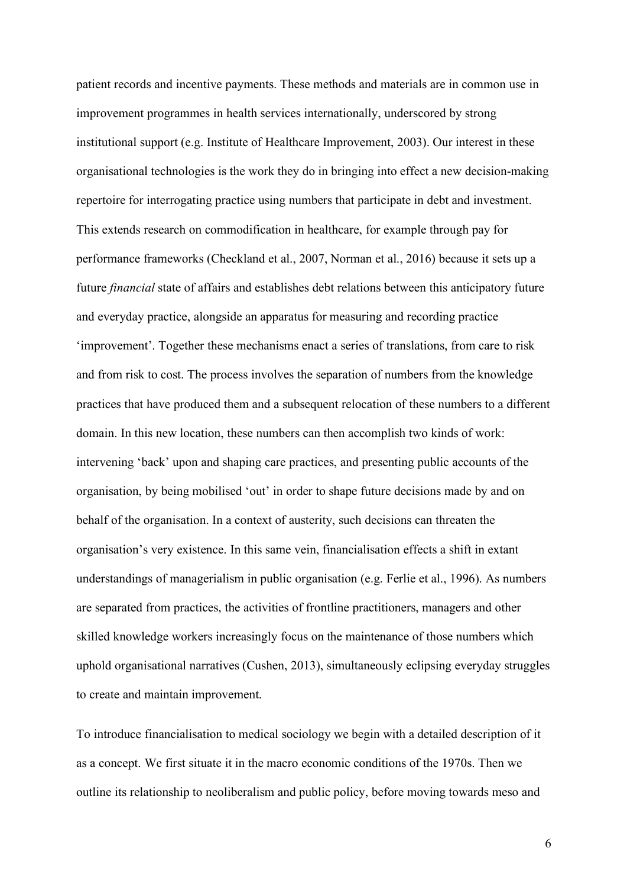patient records and incentive payments. These methods and materials are in common use in improvement programmes in health services internationally, underscored by strong institutional support (e.g. Institute of Healthcare Improvement, 2003). Our interest in these organisational technologies is the work they do in bringing into effect a new decision-making repertoire for interrogating practice using numbers that participate in debt and investment. This extends research on commodification in healthcare, for example through pay for performance frameworks (Checkland et al., 2007, Norman et al., 2016) because it sets up a future *financial* state of affairs and establishes debt relations between this anticipatory future and everyday practice, alongside an apparatus for measuring and recording practice 'improvement'. Together these mechanisms enact a series of translations, from care to risk and from risk to cost. The process involves the separation of numbers from the knowledge practices that have produced them and a subsequent relocation of these numbers to a different domain. In this new location, these numbers can then accomplish two kinds of work: intervening 'back' upon and shaping care practices, and presenting public accounts of the organisation, by being mobilised 'out' in order to shape future decisions made by and on behalf of the organisation. In a context of austerity, such decisions can threaten the organisation's very existence. In this same vein, financialisation effects a shift in extant understandings of managerialism in public organisation (e.g. Ferlie et al., 1996). As numbers are separated from practices, the activities of frontline practitioners, managers and other skilled knowledge workers increasingly focus on the maintenance of those numbers which uphold organisational narratives (Cushen, 2013), simultaneously eclipsing everyday struggles to create and maintain improvement.

To introduce financialisation to medical sociology we begin with a detailed description of it as a concept. We first situate it in the macro economic conditions of the 1970s. Then we outline its relationship to neoliberalism and public policy, before moving towards meso and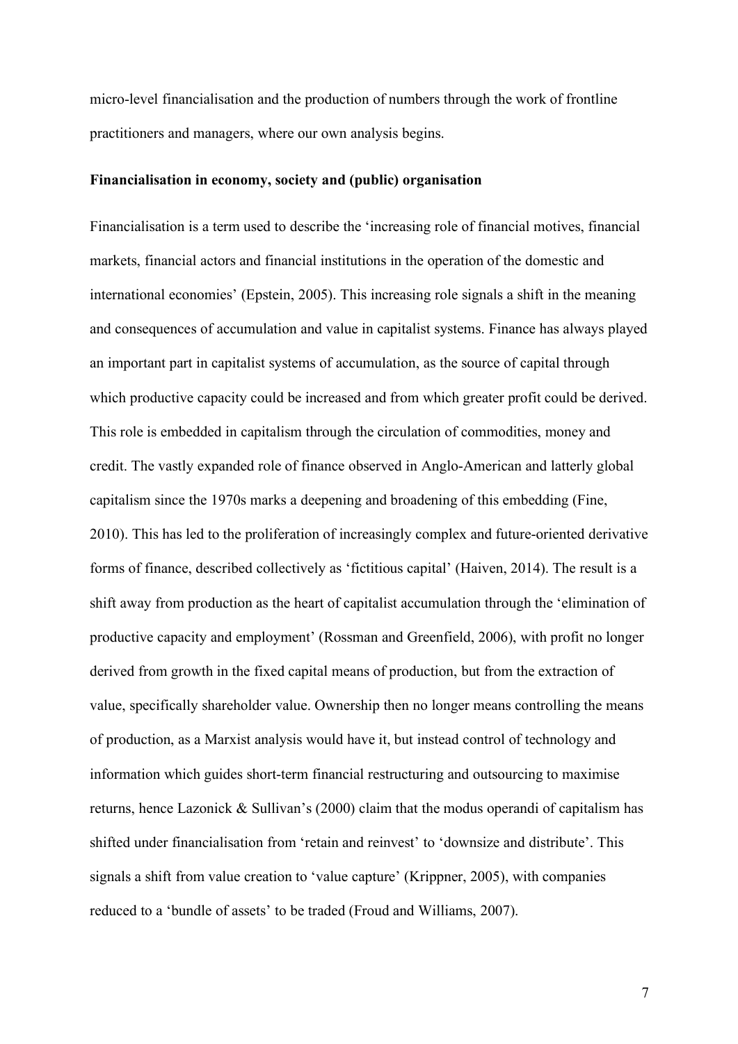micro-level financialisation and the production of numbers through the work of frontline practitioners and managers, where our own analysis begins.

## Financialisation in economy, society and (public) organisation

Financialisation is a term used to describe the 'increasing role of financial motives, financial markets, financial actors and financial institutions in the operation of the domestic and international economies' (Epstein, 2005). This increasing role signals a shift in the meaning and consequences of accumulation and value in capitalist systems. Finance has always played an important part in capitalist systems of accumulation, as the source of capital through which productive capacity could be increased and from which greater profit could be derived. This role is embedded in capitalism through the circulation of commodities, money and credit. The vastly expanded role of finance observed in Anglo-American and latterly global capitalism since the 1970s marks a deepening and broadening of this embedding (Fine, 2010). This has led to the proliferation of increasingly complex and future-oriented derivative forms of finance, described collectively as 'fictitious capital' (Haiven, 2014). The result is a shift away from production as the heart of capitalist accumulation through the 'elimination of productive capacity and employment' (Rossman and Greenfield, 2006), with profit no longer derived from growth in the fixed capital means of production, but from the extraction of value, specifically shareholder value. Ownership then no longer means controlling the means of production, as a Marxist analysis would have it, but instead control of technology and information which guides short-term financial restructuring and outsourcing to maximise returns, hence Lazonick & Sullivan's (2000) claim that the modus operandi of capitalism has shifted under financialisation from 'retain and reinvest' to 'downsize and distribute'. This signals a shift from value creation to 'value capture' (Krippner, 2005), with companies reduced to a 'bundle of assets' to be traded (Froud and Williams, 2007).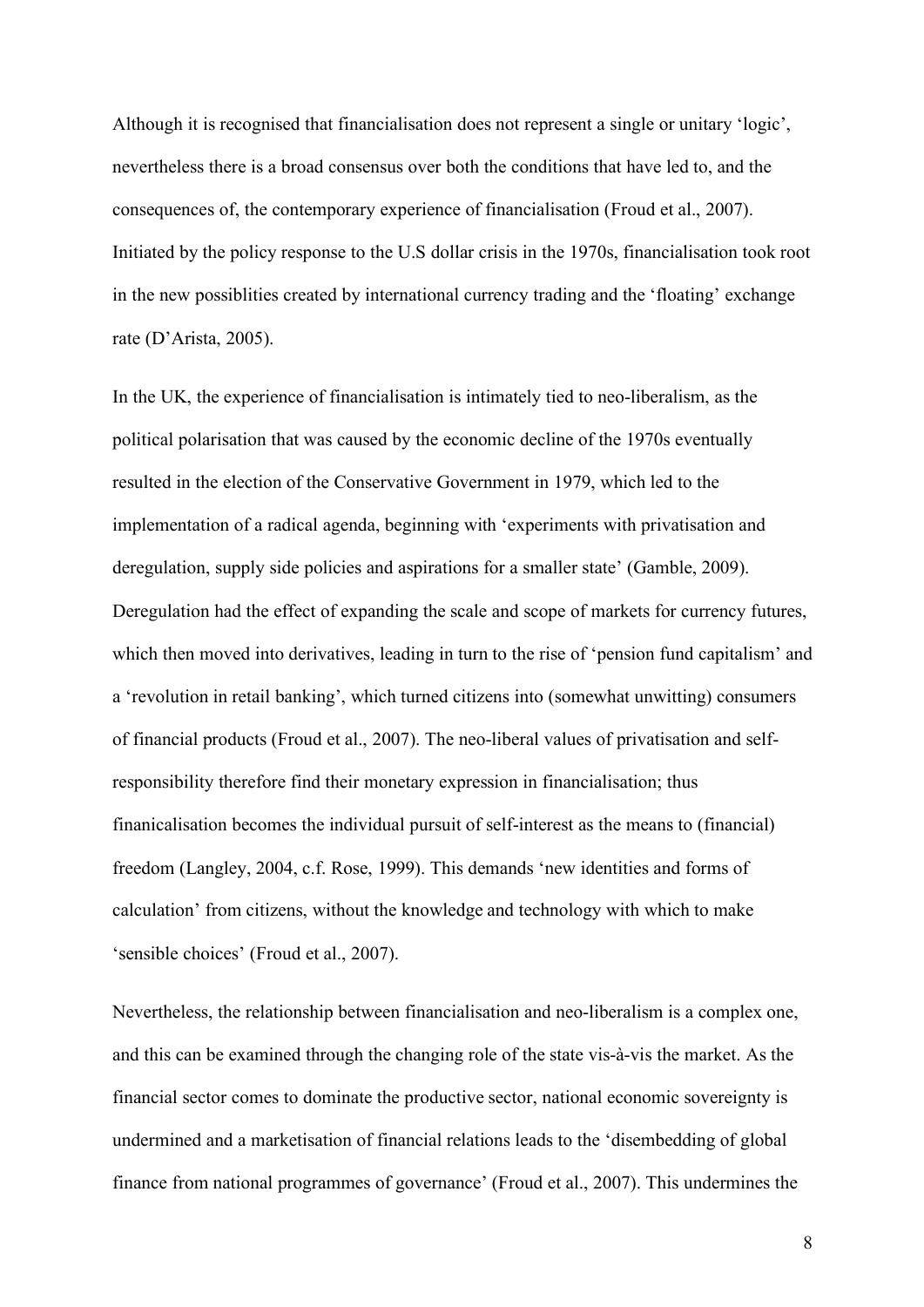Although it is recognised that financialisation does not represent a single or unitary 'logic', nevertheless there is a broad consensus over both the conditions that have led to, and the consequences of, the contemporary experience of financialisation (Froud et al., 2007). Initiated by the policy response to the U.S dollar crisis in the 1970s, financialisation took root in the new possiblities created by international currency trading and the 'floating' exchange rate (D'Arista, 2005).

In the UK, the experience of financialisation is intimately tied to neo-liberalism, as the political polarisation that was caused by the economic decline of the 1970s eventually resulted in the election of the Conservative Government in 1979, which led to the implementation of a radical agenda, beginning with 'experiments with privatisation and deregulation, supply side policies and aspirations for a smaller state' (Gamble, 2009). Deregulation had the effect of expanding the scale and scope of markets for currency futures, which then moved into derivatives, leading in turn to the rise of 'pension fund capitalism' and a 'revolution in retail banking', which turned citizens into (somewhat unwitting) consumers of financial products (Froud et al., 2007). The neo-liberal values of privatisation and self-responsibility therefore find their monetary expression in financialisation; thus finanicalisation becomes the individual pursuit of self-interest as the means to (financial) freedom (Langley, 2004, c.f. Rose, 1999). This demands 'new identities and forms of calculation' from citizens, without the knowledge and technology with which to make 'sensible choices' (Froud et al., 2007).

Nevertheless, the relationship between financialisation and neo-liberalism is a complex one, and this can be examined through the changing role of the state vis-à-vis the market. As the financial sector comes to dominate the productive sector, national economic sovereignty is undermined and a marketisation of financial relations leads to the 'disembedding of global finance from national programmes of governance' (Froud et al., 2007). This undermines the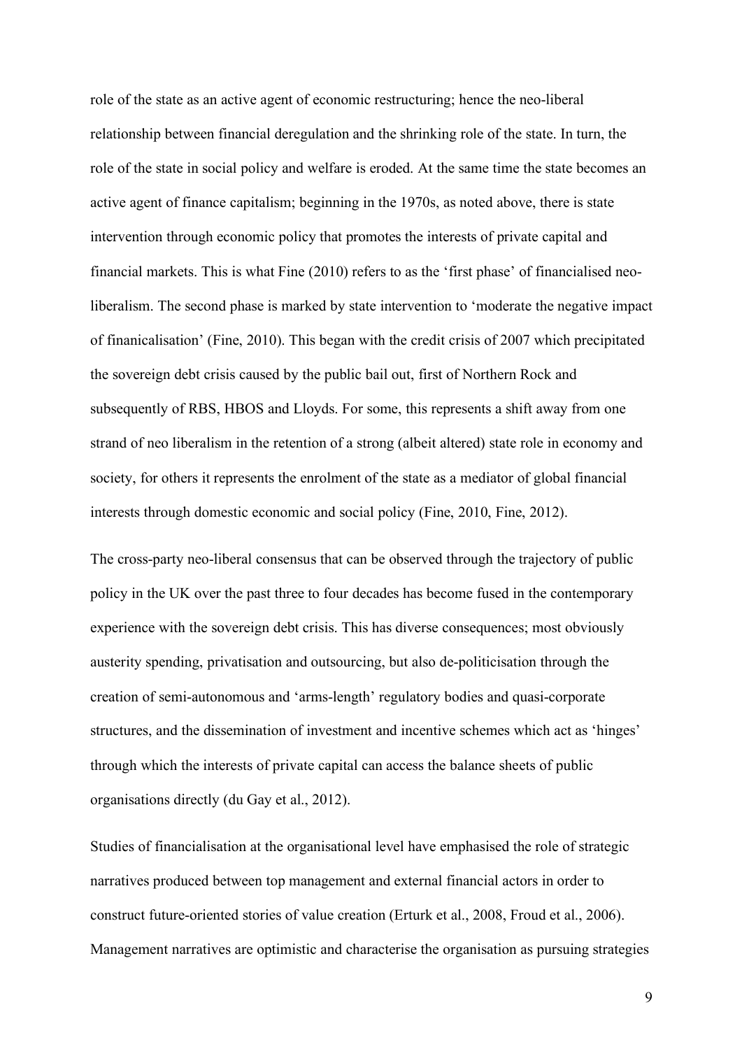role of the state as an active agent of economic restructuring; hence the neo-liberal relationship between financial deregulation and the shrinking role of the state. In turn, the role of the state in social policy and welfare is eroded. At the same time the state becomes an active agent of finance capitalism; beginning in the 1970s, as noted above, there is state intervention through economic policy that promotes the interests of private capital and financial markets. This is what Fine (2010) refers to as the 'first phase' of financialised neo-liberalism. The second phase is marked by state intervention to 'moderate the negative impact of finanicalisation' (Fine, 2010). This began with the credit crisis of 2007 which precipitated the sovereign debt crisis caused by the public bail out, first of Northern Rock and subsequently of RBS, HBOS and Lloyds. For some, this represents a shift away from one strand of neo liberalism in the retention of a strong (albeit altered) state role in economy and society, for others it represents the enrolment of the state as a mediator of global financial interests through domestic economic and social policy (Fine, 2010, Fine, 2012).

The cross-party neo-liberal consensus that can be observed through the trajectory of public policy in the UK over the past three to four decades has become fused in the contemporary experience with the sovereign debt crisis. This has diverse consequences; most obviously austerity spending, privatisation and outsourcing, but also de-politicisation through the creation of semi-autonomous and 'arms-length' regulatory bodies and quasi-corporate structures, and the dissemination of investment and incentive schemes which act as 'hinges' through which the interests of private capital can access the balance sheets of public organisations directly (du Gay et al., 2012).

Studies of financialisation at the organisational level have emphasised the role of strategic narratives produced between top management and external financial actors in order to construct future-oriented stories of value creation (Erturk et al., 2008, Froud et al., 2006). Management narratives are optimistic and characterise the organisation as pursuing strategies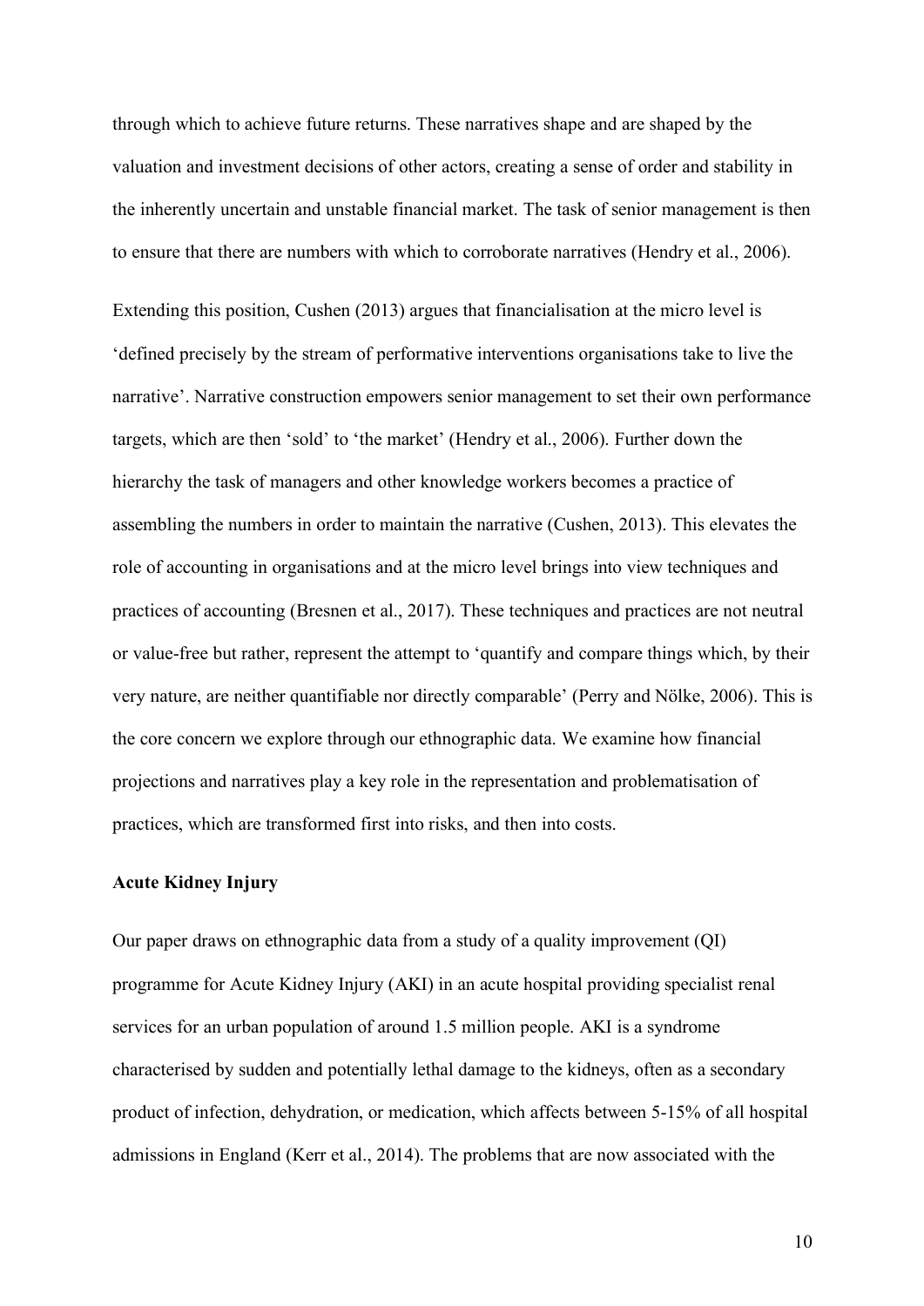through which to achieve future returns. These narratives shape and are shaped by the valuation and investment decisions of other actors, creating a sense of order and stability in the inherently uncertain and unstable financial market. The task of senior management is then to ensure that there are numbers with which to corroborate narratives (Hendry et al., 2006).

Extending this position, Cushen (2013) argues that financialisation at the micro level is 'defined precisely by the stream of performative interventions organisations take to live the narrative'. Narrative construction empowers senior management to set their own performance targets, which are then 'sold' to 'the market' (Hendry et al., 2006). Further down the hierarchy the task of managers and other knowledge workers becomes a practice of assembling the numbers in order to maintain the narrative (Cushen, 2013). This elevates the role of accounting in organisations and at the micro level brings into view techniques and practices of accounting (Bresnen et al., 2017). These techniques and practices are not neutral or value-free but rather, represent the attempt to 'quantify and compare things which, by their very nature, are neither quantifiable nor directly comparable' (Perry and Nölke, 2006). This is the core concern we explore through our ethnographic data. We examine how financial projections and narratives play a key role in the representation and problematisation of practices, which are transformed first into risks, and then into costs.

**Acute Kidney Injury**

Our paper draws on ethnographic data from a study of a quality improvement (QI) programme for Acute Kidney Injury (AKI) in an acute hospital providing specialist renal services for an urban population of around 1.5 million people. AKI is a syndrome characterised by sudden and potentially lethal damage to the kidneys, often as a secondary product of infection, dehydration, or medication, which affects between 5-15% of all hospital admissions in England (Kerr et al., 2014). The problems that are now associated with the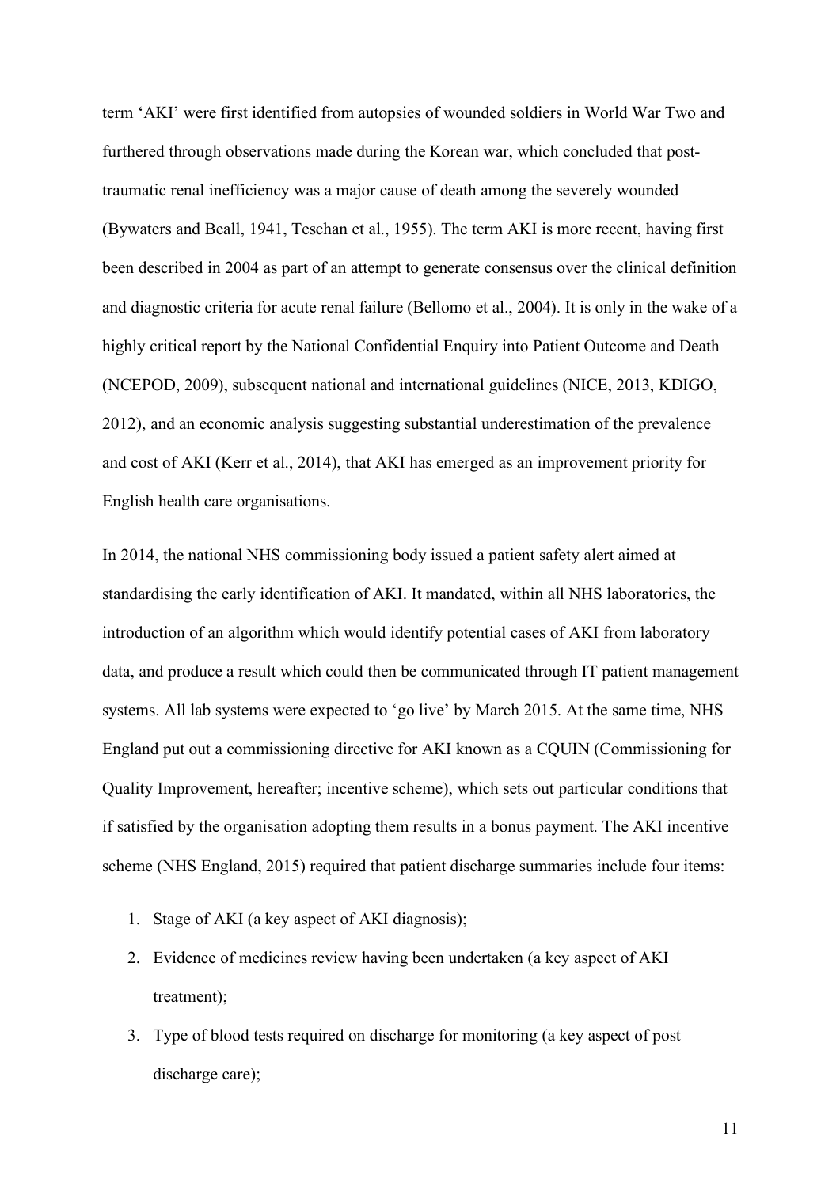term 'AKI' were first identified from autopsies of wounded soldiers in World War Two and furthered through observations made during the Korean war, which concluded that post-traumatic renal inefficiency was a major cause of death among the severely wounded (Bywaters and Beall, 1941, Teschan et al., 1955). The term AKI is more recent, having first been described in 2004 as part of an attempt to generate consensus over the clinical definition and diagnostic criteria for acute renal failure (Bellomo et al., 2004). It is only in the wake of a highly critical report by the National Confidential Enquiry into Patient Outcome and Death (NCEPOD, 2009), subsequent national and international guidelines (NICE, 2013, KDIGO, 2012), and an economic analysis suggesting substantial underestimation of the prevalence and cost of AKI (Kerr et al., 2014), that AKI has emerged as an improvement priority for English health care organisations.

In 2014, the national NHS commissioning body issued a patient safety alert aimed at standardising the early identification of AKI. It mandated, within all NHS laboratories, the introduction of an algorithm which would identify potential cases of AKI from laboratory data, and produce a result which could then be communicated through IT patient management systems. All lab systems were expected to 'go live' by March 2015. At the same time, NHS England put out a commissioning directive for AKI known as a CQUIN (Commissioning for Quality Improvement, hereafter; incentive scheme), which sets out particular conditions that if satisfied by the organisation adopting them results in a bonus payment. The AKI incentive scheme (NHS England, 2015) required that patient discharge summaries include four items:

1. Stage of AKI (a key aspect of AKI diagnosis);
2. Evidence of medicines review having been undertaken (a key aspect of AKI treatment);
3. Type of blood tests required on discharge for monitoring (a key aspect of post discharge care);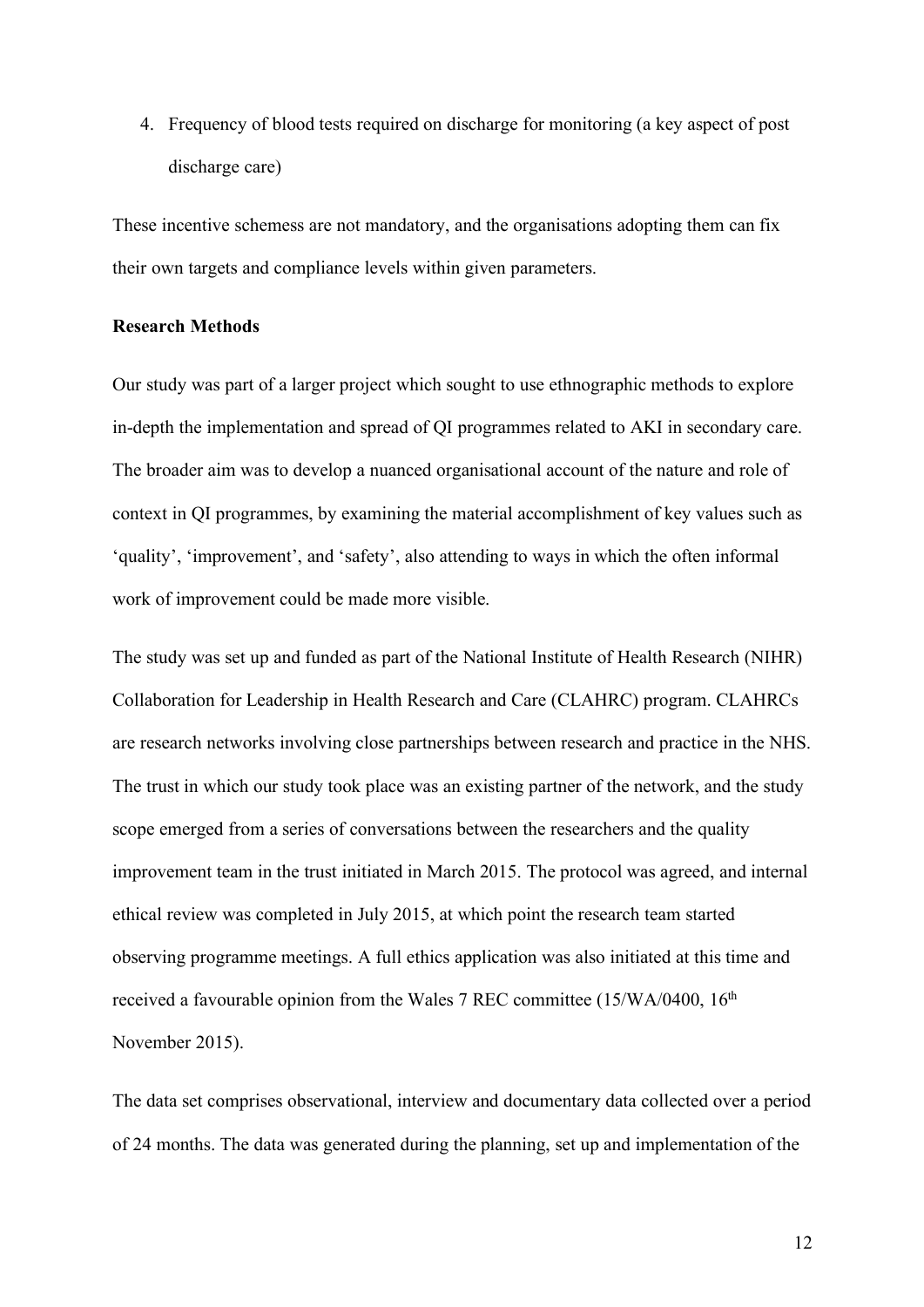4. Frequency of blood tests required on discharge for monitoring (a key aspect of post discharge care)

These incentive schemess are not mandatory, and the organisations adopting them can fix their own targets and compliance levels within given parameters.

**Research Methods**

Our study was part of a larger project which sought to use ethnographic methods to explore in-depth the implementation and spread of QI programmes related to AKI in secondary care. The broader aim was to develop a nuanced organisational account of the nature and role of context in QI programmes, by examining the material accomplishment of key values such as 'quality', 'improvement', and 'safety', also attending to ways in which the often informal work of improvement could be made more visible.

The study was set up and funded as part of the National Institute of Health Research (NIHR) Collaboration for Leadership in Health Research and Care (CLAHRC) program. CLAHRCs are research networks involving close partnerships between research and practice in the NHS. The trust in which our study took place was an existing partner of the network, and the study scope emerged from a series of conversations between the researchers and the quality improvement team in the trust initiated in March 2015. The protocol was agreed, and internal ethical review was completed in July 2015, at which point the research team started observing programme meetings. A full ethics application was also initiated at this time and received a favourable opinion from the Wales 7 REC committee (15/WA/0400, 16th November 2015).

The data set comprises observational, interview and documentary data collected over a period of 24 months. The data was generated during the planning, set up and implementation of the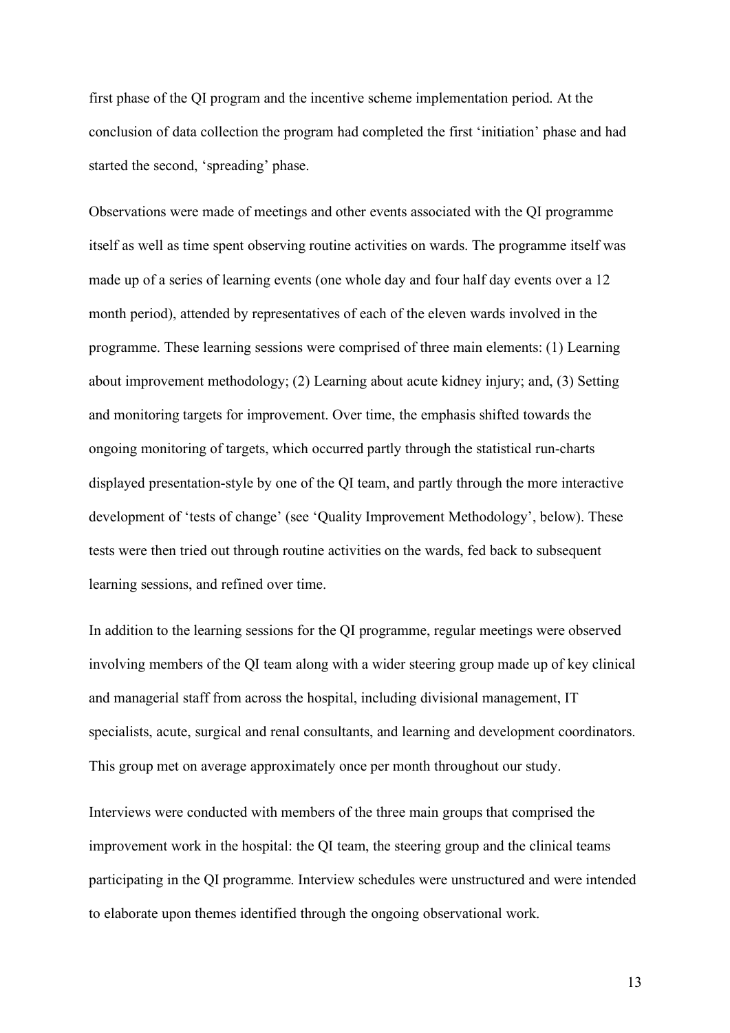first phase of the QI program and the incentive scheme implementation period. At the conclusion of data collection the program had completed the first 'initiation' phase and had started the second, 'spreading' phase.

Observations were made of meetings and other events associated with the QI programme itself as well as time spent observing routine activities on wards. The programme itself was made up of a series of learning events (one whole day and four half day events over a 12 month period), attended by representatives of each of the eleven wards involved in the programme. These learning sessions were comprised of three main elements: (1) Learning about improvement methodology; (2) Learning about acute kidney injury; and, (3) Setting and monitoring targets for improvement. Over time, the emphasis shifted towards the ongoing monitoring of targets, which occurred partly through the statistical run-charts displayed presentation-style by one of the QI team, and partly through the more interactive development of 'tests of change' (see 'Quality Improvement Methodology', below). These tests were then tried out through routine activities on the wards, fed back to subsequent learning sessions, and refined over time.

In addition to the learning sessions for the QI programme, regular meetings were observed involving members of the QI team along with a wider steering group made up of key clinical and managerial staff from across the hospital, including divisional management, IT specialists, acute, surgical and renal consultants, and learning and development coordinators. This group met on average approximately once per month throughout our study.

Interviews were conducted with members of the three main groups that comprised the improvement work in the hospital: the QI team, the steering group and the clinical teams participating in the QI programme. Interview schedules were unstructured and were intended to elaborate upon themes identified through the ongoing observational work.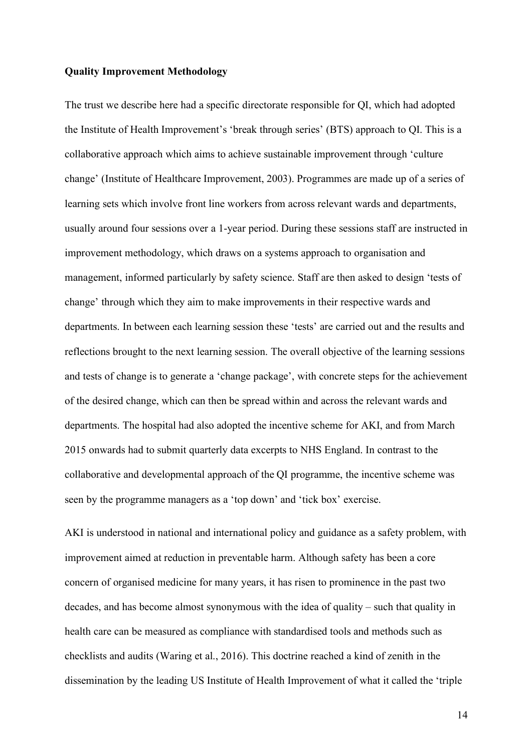**Quality Improvement Methodology**

The trust we describe here had a specific directorate responsible for QI, which had adopted the Institute of Health Improvement's 'break through series' (BTS) approach to QI. This is a collaborative approach which aims to achieve sustainable improvement through 'culture change' (Institute of Healthcare Improvement, 2003). Programmes are made up of a series of learning sets which involve front line workers from across relevant wards and departments, usually around four sessions over a 1-year period. During these sessions staff are instructed in improvement methodology, which draws on a systems approach to organisation and management, informed particularly by safety science. Staff are then asked to design 'tests of change' through which they aim to make improvements in their respective wards and departments. In between each learning session these 'tests' are carried out and the results and reflections brought to the next learning session. The overall objective of the learning sessions and tests of change is to generate a 'change package', with concrete steps for the achievement of the desired change, which can then be spread within and across the relevant wards and departments. The hospital had also adopted the incentive scheme for AKI, and from March 2015 onwards had to submit quarterly data excerpts to NHS England. In contrast to the collaborative and developmental approach of the QI programme, the incentive scheme was seen by the programme managers as a 'top down' and 'tick box' exercise.

AKI is understood in national and international policy and guidance as a safety problem, with improvement aimed at reduction in preventable harm. Although safety has been a core concern of organised medicine for many years, it has risen to prominence in the past two decades, and has become almost synonymous with the idea of quality – such that quality in health care can be measured as compliance with standardised tools and methods such as checklists and audits (Waring et al., 2016). This doctrine reached a kind of zenith in the dissemination by the leading US Institute of Health Improvement of what it called the 'triple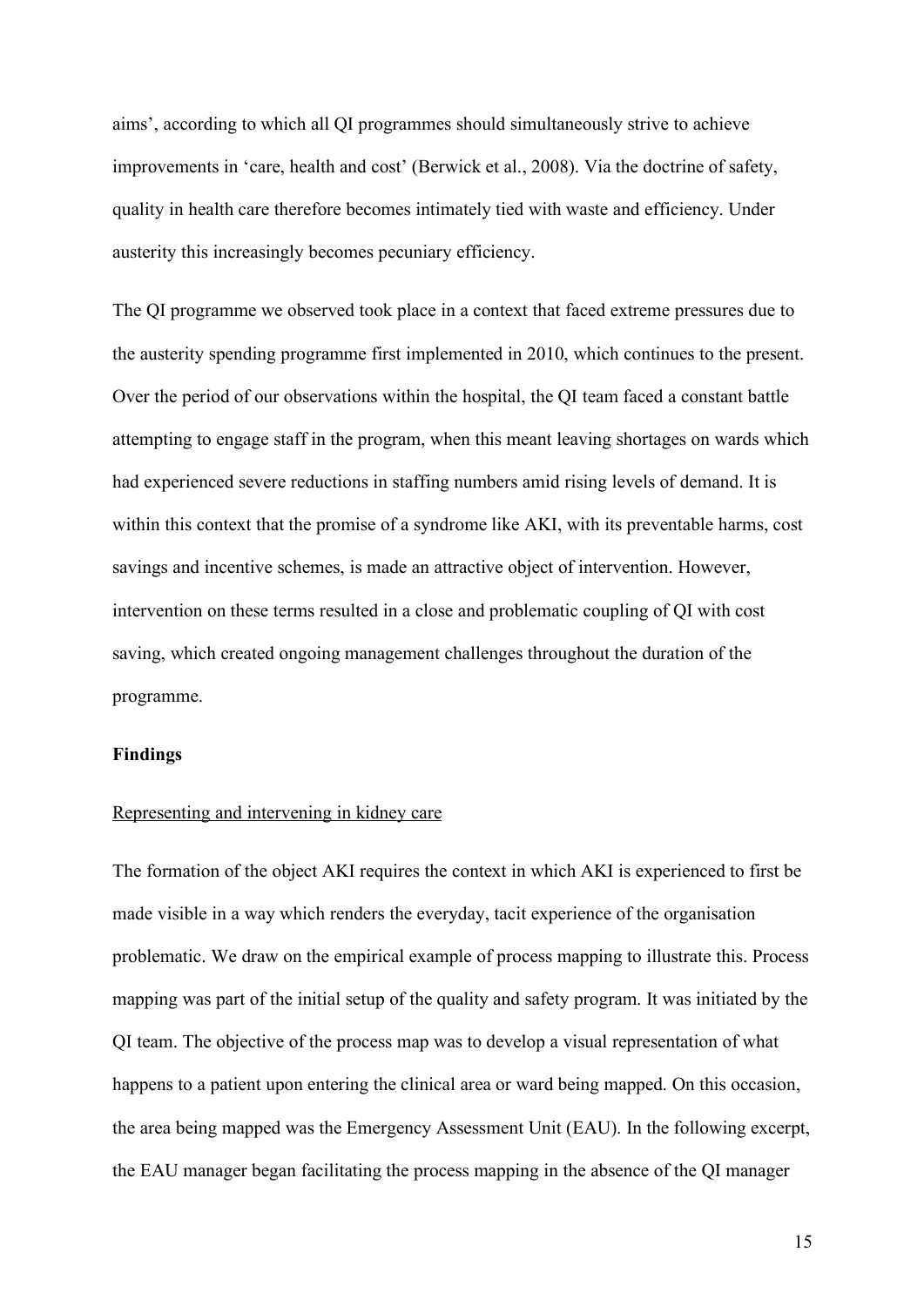aims', according to which all QI programmes should simultaneously strive to achieve improvements in 'care, health and cost' (Berwick et al., 2008). Via the doctrine of safety, quality in health care therefore becomes intimately tied with waste and efficiency. Under austerity this increasingly becomes pecuniary efficiency.

The QI programme we observed took place in a context that faced extreme pressures due to the austerity spending programme first implemented in 2010, which continues to the present. Over the period of our observations within the hospital, the QI team faced a constant battle attempting to engage staff in the program, when this meant leaving shortages on wards which had experienced severe reductions in staffing numbers amid rising levels of demand. It is within this context that the promise of a syndrome like AKI, with its preventable harms, cost savings and incentive schemes, is made an attractive object of intervention. However, intervention on these terms resulted in a close and problematic coupling of QI with cost saving, which created ongoing management challenges throughout the duration of the programme.

## Findings

### Representing and intervening in kidney care

The formation of the object AKI requires the context in which AKI is experienced to first be made visible in a way which renders the everyday, tacit experience of the organisation problematic. We draw on the empirical example of process mapping to illustrate this. Process mapping was part of the initial setup of the quality and safety program. It was initiated by the QI team. The objective of the process map was to develop a visual representation of what happens to a patient upon entering the clinical area or ward being mapped. On this occasion, the area being mapped was the Emergency Assessment Unit (EAU). In the following excerpt, the EAU manager began facilitating the process mapping in the absence of the QI manager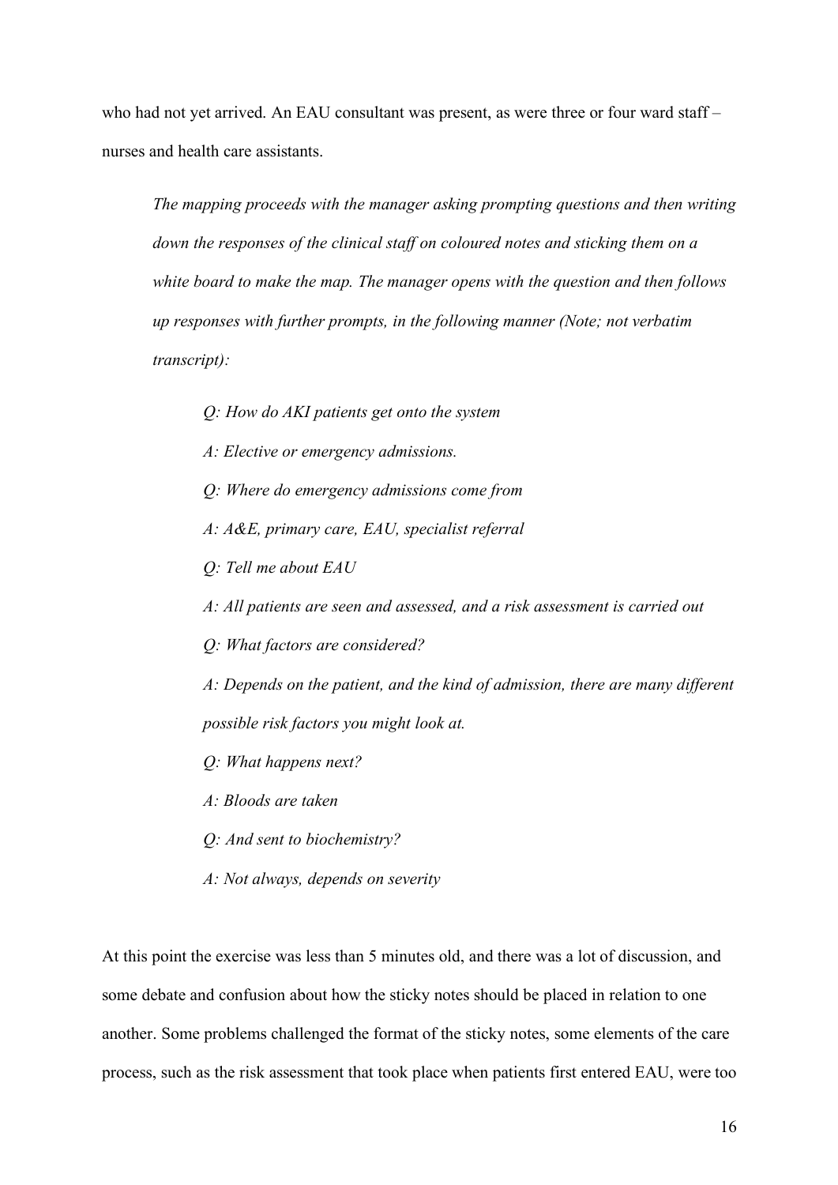who had not yet arrived. An EAU consultant was present, as were three or four ward staff – nurses and health care assistants.

> *The mapping proceeds with the manager asking prompting questions and then writing down the responses of the clinical staff on coloured notes and sticking them on a white board to make the map. The manager opens with the question and then follows up responses with further prompts, in the following manner (Note; not verbatim transcript):*
>
> > *Q: How do AKI patients get onto the system*
> >
> > *A: Elective or emergency admissions.*
> >
> > *Q: Where do emergency admissions come from*
> >
> > *A: A&E, primary care, EAU, specialist referral*
> >
> > *Q: Tell me about EAU*
> >
> > *A: All patients are seen and assessed, and a risk assessment is carried out*
> >
> > *Q: What factors are considered?*
> >
> > *A: Depends on the patient, and the kind of admission, there are many different possible risk factors you might look at.*
> >
> > *Q: What happens next?*
> >
> > *A: Bloods are taken*
> >
> > *Q: And sent to biochemistry?*
> >
> > *A: Not always, depends on severity*

At this point the exercise was less than 5 minutes old, and there was a lot of discussion, and some debate and confusion about how the sticky notes should be placed in relation to one another. Some problems challenged the format of the sticky notes, some elements of the care process, such as the risk assessment that took place when patients first entered EAU, were too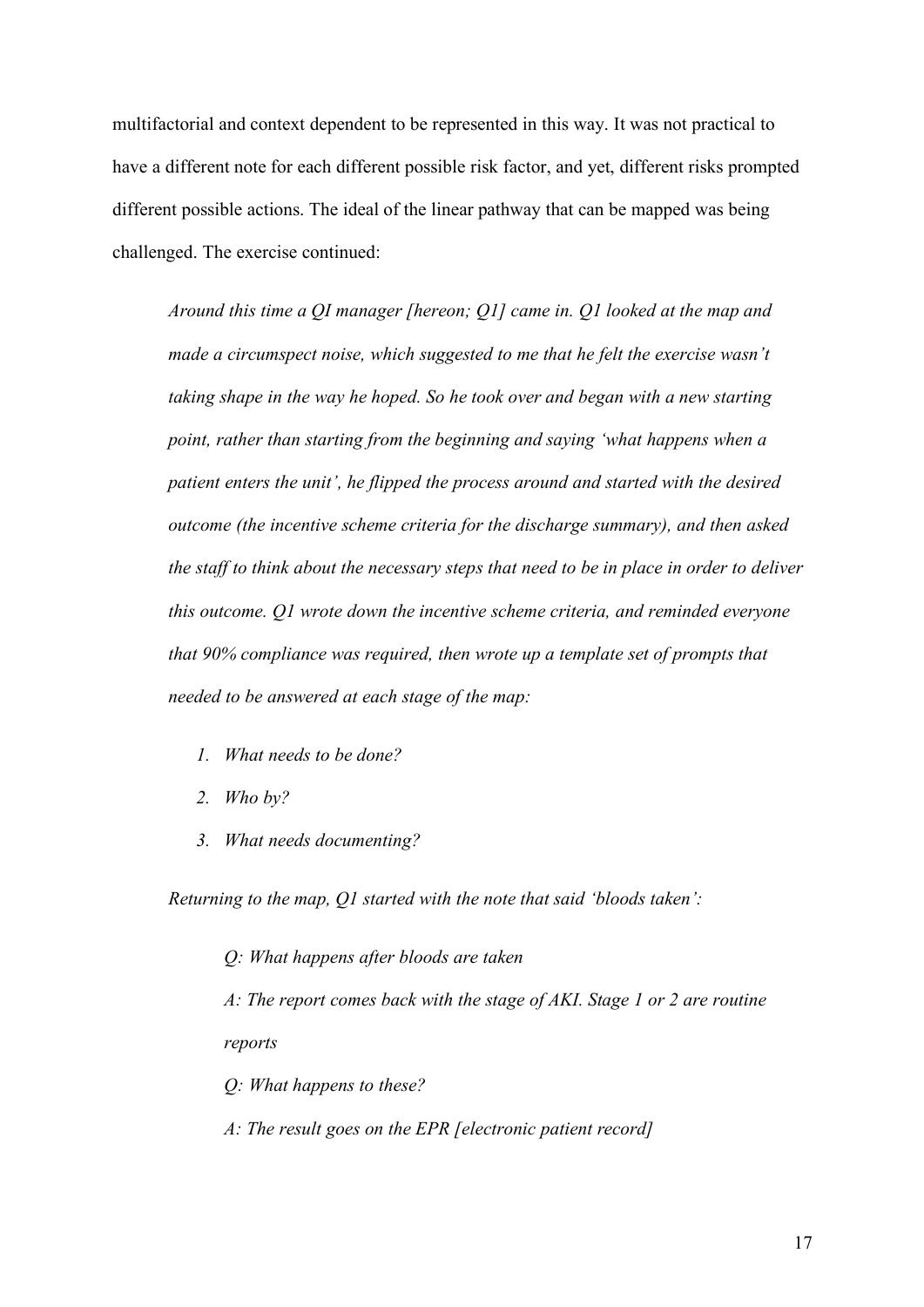multifactorial and context dependent to be represented in this way. It was not practical to have a different note for each different possible risk factor, and yet, different risks prompted different possible actions. The ideal of the linear pathway that can be mapped was being challenged. The exercise continued:

> *Around this time a QI manager [hereon; Q1] came in. Q1 looked at the map and made a circumspect noise, which suggested to me that he felt the exercise wasn't taking shape in the way he hoped. So he took over and began with a new starting point, rather than starting from the beginning and saying 'what happens when a patient enters the unit', he flipped the process around and started with the desired outcome (the incentive scheme criteria for the discharge summary), and then asked the staff to think about the necessary steps that need to be in place in order to deliver this outcome. Q1 wrote down the incentive scheme criteria, and reminded everyone that 90% compliance was required, then wrote up a template set of prompts that needed to be answered at each stage of the map:*
>
> 1. *What needs to be done?*
> 2. *Who by?*
> 3. *What needs documenting?*
>
> *Returning to the map, Q1 started with the note that said 'bloods taken':*
>
> > *Q: What happens after bloods are taken*
> >
> > *A: The report comes back with the stage of AKI. Stage 1 or 2 are routine reports*
> >
> > *Q: What happens to these?*
> >
> > *A: The result goes on the EPR [electronic patient record]*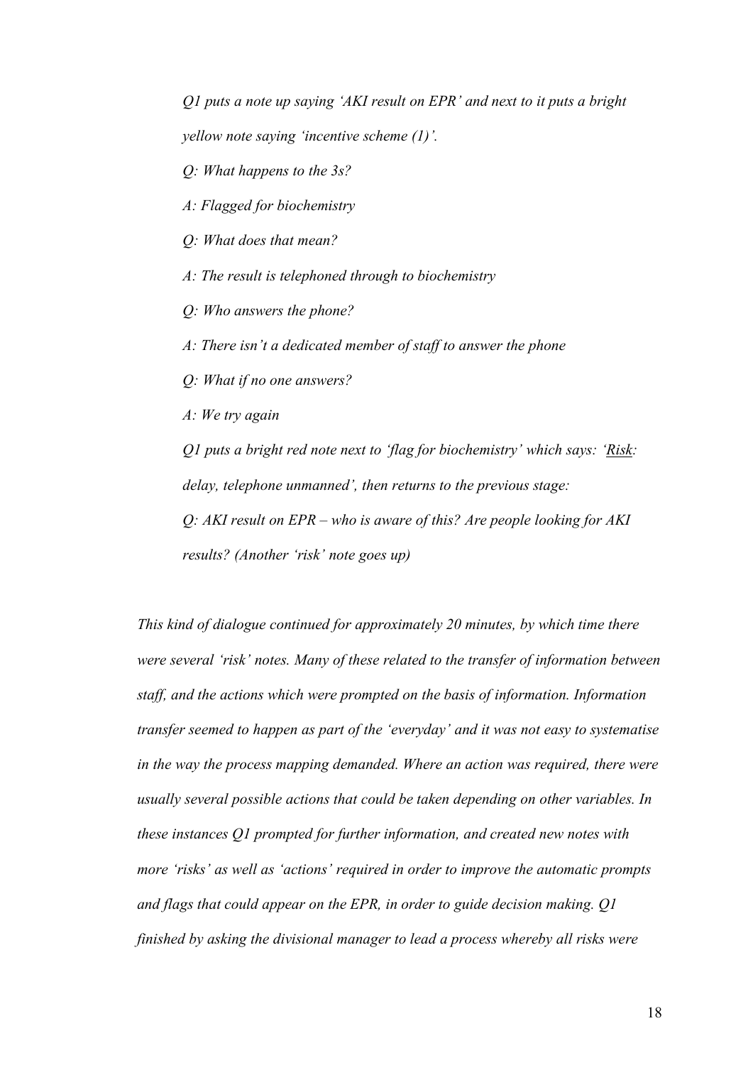*Q1 puts a note up saying 'AKI result on EPR' and next to it puts a bright yellow note saying 'incentive scheme (1)'.*

*Q: What happens to the 3s?*

*A: Flagged for biochemistry*

*Q: What does that mean?*

*A: The result is telephoned through to biochemistry*

*Q: Who answers the phone?*

*A: There isn't a dedicated member of staff to answer the phone*

*Q: What if no one answers?*

*A: We try again*

*Q1 puts a bright red note next to 'flag for biochemistry' which says: '<u>Risk</u>: delay, telephone unmanned', then returns to the previous stage:*

*Q: AKI result on EPR – who is aware of this? Are people looking for AKI results? (Another 'risk' note goes up)*

*This kind of dialogue continued for approximately 20 minutes, by which time there were several 'risk' notes. Many of these related to the transfer of information between staff, and the actions which were prompted on the basis of information. Information transfer seemed to happen as part of the 'everyday' and it was not easy to systematise in the way the process mapping demanded. Where an action was required, there were usually several possible actions that could be taken depending on other variables. In these instances Q1 prompted for further information, and created new notes with more 'risks' as well as 'actions' required in order to improve the automatic prompts and flags that could appear on the EPR, in order to guide decision making. Q1 finished by asking the divisional manager to lead a process whereby all risks were*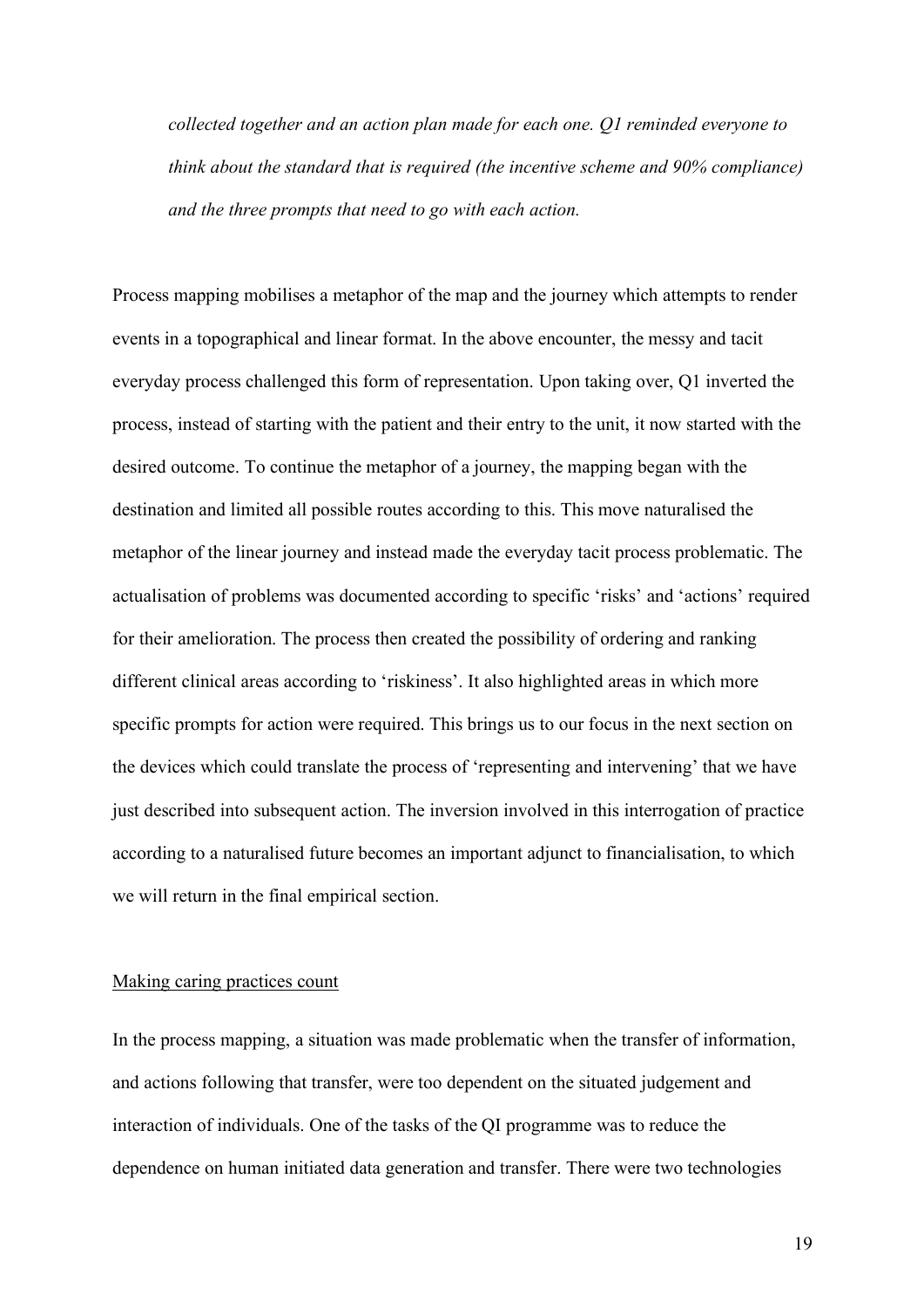*collected together and an action plan made for each one. Q1 reminded everyone to think about the standard that is required (the incentive scheme and 90% compliance) and the three prompts that need to go with each action.*

Process mapping mobilises a metaphor of the map and the journey which attempts to render events in a topographical and linear format. In the above encounter, the messy and tacit everyday process challenged this form of representation. Upon taking over, Q1 inverted the process, instead of starting with the patient and their entry to the unit, it now started with the desired outcome. To continue the metaphor of a journey, the mapping began with the destination and limited all possible routes according to this. This move naturalised the metaphor of the linear journey and instead made the everyday tacit process problematic. The actualisation of problems was documented according to specific 'risks' and 'actions' required for their amelioration. The process then created the possibility of ordering and ranking different clinical areas according to 'riskiness'. It also highlighted areas in which more specific prompts for action were required. This brings us to our focus in the next section on the devices which could translate the process of 'representing and intervening' that we have just described into subsequent action. The inversion involved in this interrogation of practice according to a naturalised future becomes an important adjunct to financialisation, to which we will return in the final empirical section.

## Making caring practices count

In the process mapping, a situation was made problematic when the transfer of information, and actions following that transfer, were too dependent on the situated judgement and interaction of individuals. One of the tasks of the QI programme was to reduce the dependence on human initiated data generation and transfer. There were two technologies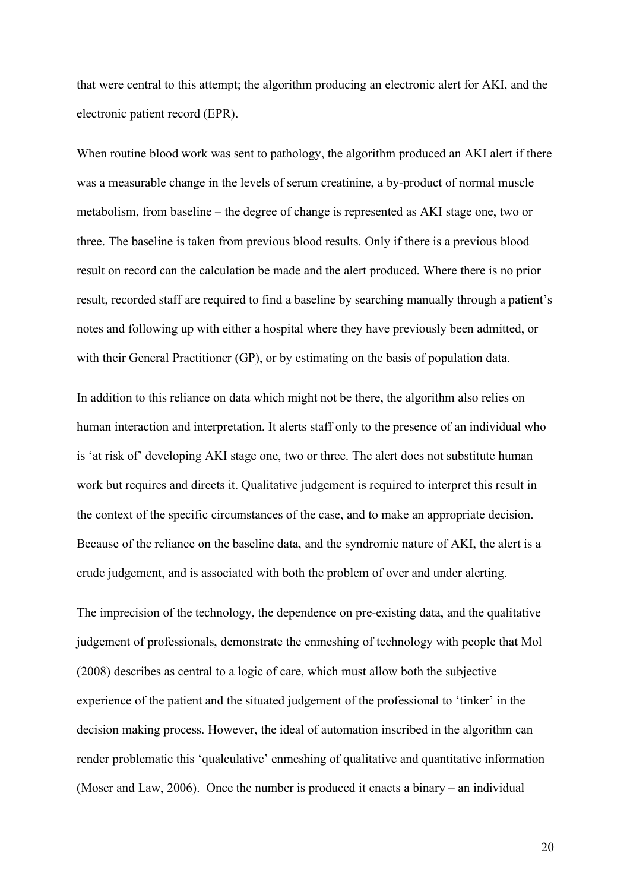that were central to this attempt; the algorithm producing an electronic alert for AKI, and the electronic patient record (EPR).

When routine blood work was sent to pathology, the algorithm produced an AKI alert if there was a measurable change in the levels of serum creatinine, a by-product of normal muscle metabolism, from baseline – the degree of change is represented as AKI stage one, two or three. The baseline is taken from previous blood results. Only if there is a previous blood result on record can the calculation be made and the alert produced. Where there is no prior result, recorded staff are required to find a baseline by searching manually through a patient's notes and following up with either a hospital where they have previously been admitted, or with their General Practitioner (GP), or by estimating on the basis of population data.

In addition to this reliance on data which might not be there, the algorithm also relies on human interaction and interpretation. It alerts staff only to the presence of an individual who is 'at risk of' developing AKI stage one, two or three. The alert does not substitute human work but requires and directs it. Qualitative judgement is required to interpret this result in the context of the specific circumstances of the case, and to make an appropriate decision. Because of the reliance on the baseline data, and the syndromic nature of AKI, the alert is a crude judgement, and is associated with both the problem of over and under alerting.

The imprecision of the technology, the dependence on pre-existing data, and the qualitative judgement of professionals, demonstrate the enmeshing of technology with people that Mol (2008) describes as central to a logic of care, which must allow both the subjective experience of the patient and the situated judgement of the professional to 'tinker' in the decision making process. However, the ideal of automation inscribed in the algorithm can render problematic this 'qualculative' enmeshing of qualitative and quantitative information (Moser and Law, 2006). Once the number is produced it enacts a binary – an individual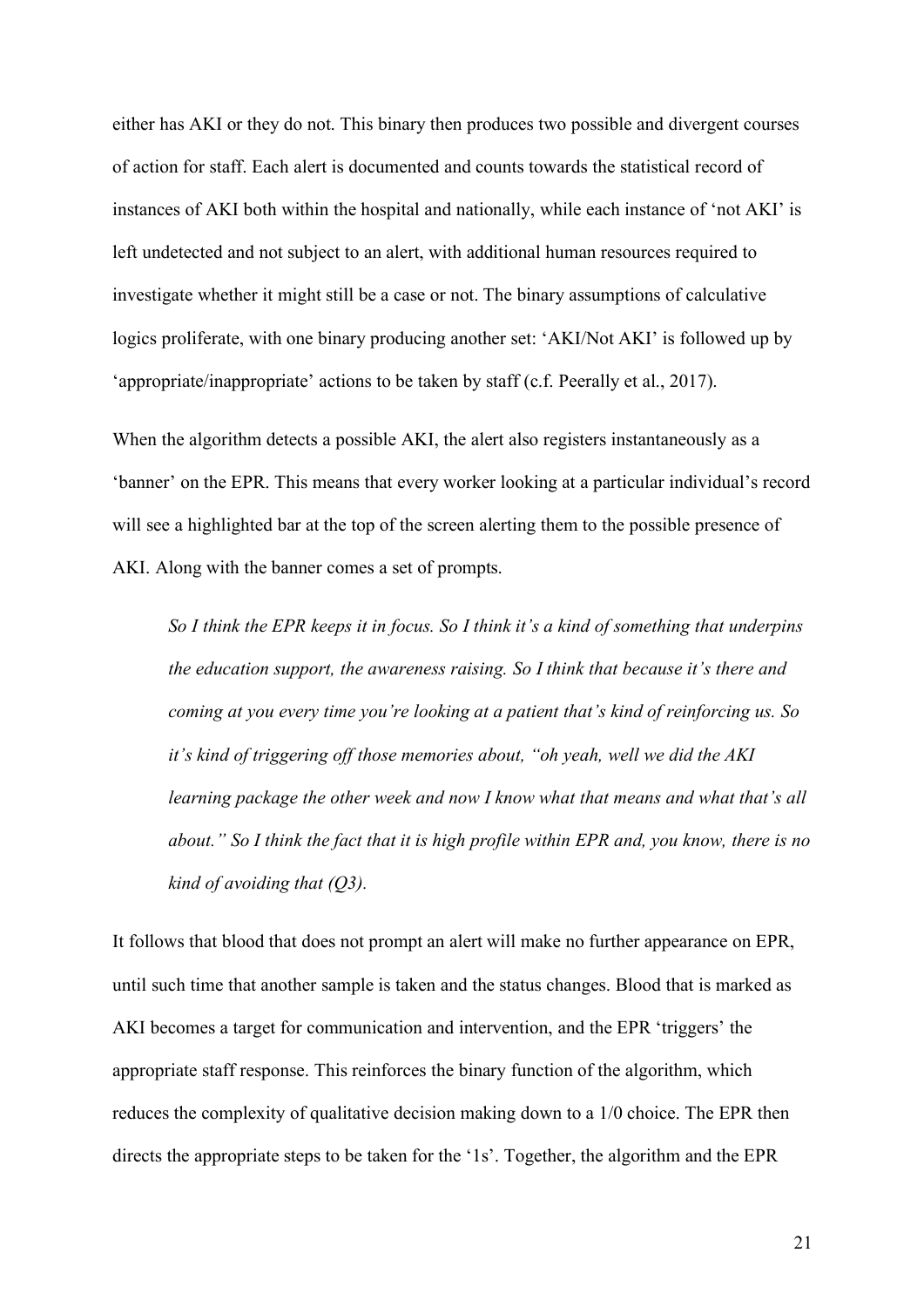either has AKI or they do not. This binary then produces two possible and divergent courses of action for staff. Each alert is documented and counts towards the statistical record of instances of AKI both within the hospital and nationally, while each instance of 'not AKI' is left undetected and not subject to an alert, with additional human resources required to investigate whether it might still be a case or not. The binary assumptions of calculative logics proliferate, with one binary producing another set: 'AKI/Not AKI' is followed up by 'appropriate/inappropriate' actions to be taken by staff (c.f. Peerally et al., 2017).

When the algorithm detects a possible AKI, the alert also registers instantaneously as a 'banner' on the EPR. This means that every worker looking at a particular individual's record will see a highlighted bar at the top of the screen alerting them to the possible presence of AKI. Along with the banner comes a set of prompts.

> *So I think the EPR keeps it in focus. So I think it's a kind of something that underpins the education support, the awareness raising. So I think that because it's there and coming at you every time you're looking at a patient that's kind of reinforcing us. So it's kind of triggering off those memories about, "oh yeah, well we did the AKI learning package the other week and now I know what that means and what that's all about." So I think the fact that it is high profile within EPR and, you know, there is no kind of avoiding that (Q3).*

It follows that blood that does not prompt an alert will make no further appearance on EPR, until such time that another sample is taken and the status changes. Blood that is marked as AKI becomes a target for communication and intervention, and the EPR 'triggers' the appropriate staff response. This reinforces the binary function of the algorithm, which reduces the complexity of qualitative decision making down to a 1/0 choice. The EPR then directs the appropriate steps to be taken for the '1s'. Together, the algorithm and the EPR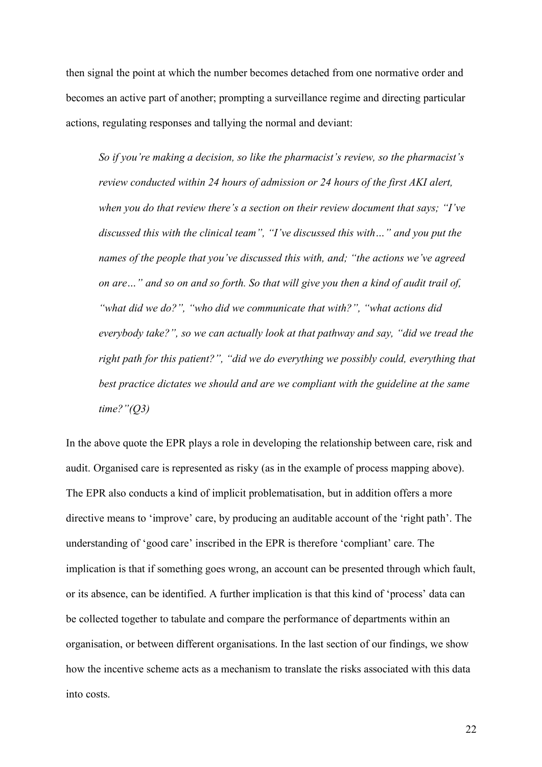then signal the point at which the number becomes detached from one normative order and becomes an active part of another; prompting a surveillance regime and directing particular actions, regulating responses and tallying the normal and deviant:

> *So if you're making a decision, so like the pharmacist's review, so the pharmacist's review conducted within 24 hours of admission or 24 hours of the first AKI alert, when you do that review there's a section on their review document that says; "I've discussed this with the clinical team", "I've discussed this with…" and you put the names of the people that you've discussed this with, and; "the actions we've agreed on are…" and so on and so forth. So that will give you then a kind of audit trail of, "what did we do?", "who did we communicate that with?", "what actions did everybody take?", so we can actually look at that pathway and say, "did we tread the right path for this patient?", "did we do everything we possibly could, everything that best practice dictates we should and are we compliant with the guideline at the same time?"(Q3)*

In the above quote the EPR plays a role in developing the relationship between care, risk and audit. Organised care is represented as risky (as in the example of process mapping above). The EPR also conducts a kind of implicit problematisation, but in addition offers a more directive means to 'improve' care, by producing an auditable account of the 'right path'. The understanding of 'good care' inscribed in the EPR is therefore 'compliant' care. The implication is that if something goes wrong, an account can be presented through which fault, or its absence, can be identified. A further implication is that this kind of 'process' data can be collected together to tabulate and compare the performance of departments within an organisation, or between different organisations. In the last section of our findings, we show how the incentive scheme acts as a mechanism to translate the risks associated with this data into costs.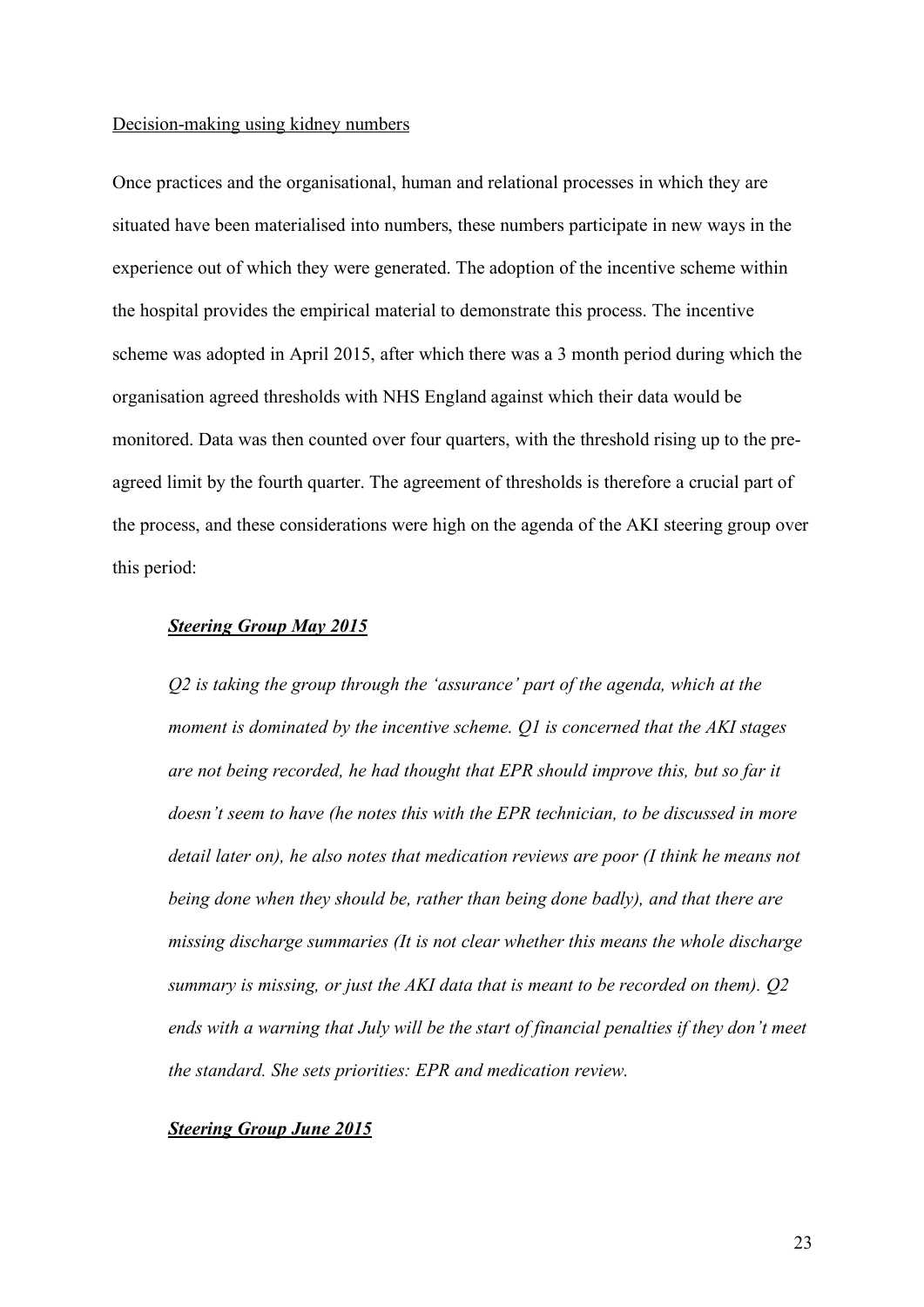Decision-making using kidney numbers

Once practices and the organisational, human and relational processes in which they are situated have been materialised into numbers, these numbers participate in new ways in the experience out of which they were generated. The adoption of the incentive scheme within the hospital provides the empirical material to demonstrate this process. The incentive scheme was adopted in April 2015, after which there was a 3 month period during which the organisation agreed thresholds with NHS England against which their data would be monitored. Data was then counted over four quarters, with the threshold rising up to the pre-agreed limit by the fourth quarter. The agreement of thresholds is therefore a crucial part of the process, and these considerations were high on the agenda of the AKI steering group over this period:

***Steering Group May 2015***

*Q2 is taking the group through the 'assurance' part of the agenda, which at the moment is dominated by the incentive scheme. Q1 is concerned that the AKI stages are not being recorded, he had thought that EPR should improve this, but so far it doesn't seem to have (he notes this with the EPR technician, to be discussed in more detail later on), he also notes that medication reviews are poor (I think he means not being done when they should be, rather than being done badly), and that there are missing discharge summaries (It is not clear whether this means the whole discharge summary is missing, or just the AKI data that is meant to be recorded on them). Q2 ends with a warning that July will be the start of financial penalties if they don't meet the standard. She sets priorities: EPR and medication review.*

***Steering Group June 2015***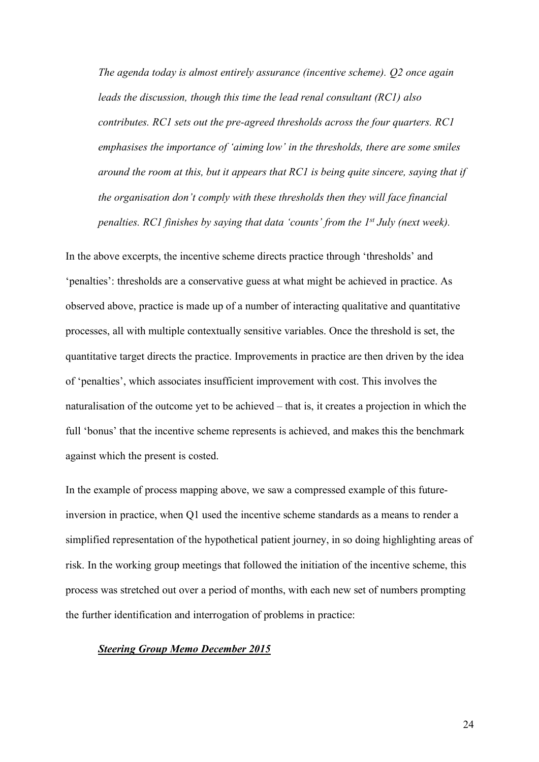*The agenda today is almost entirely assurance (incentive scheme). Q2 once again leads the discussion, though this time the lead renal consultant (RC1) also contributes. RC1 sets out the pre-agreed thresholds across the four quarters. RC1 emphasises the importance of 'aiming low' in the thresholds, there are some smiles around the room at this, but it appears that RC1 is being quite sincere, saying that if the organisation don't comply with these thresholds then they will face financial penalties. RC1 finishes by saying that data 'counts' from the 1st July (next week).*

In the above excerpts, the incentive scheme directs practice through 'thresholds' and 'penalties': thresholds are a conservative guess at what might be achieved in practice. As observed above, practice is made up of a number of interacting qualitative and quantitative processes, all with multiple contextually sensitive variables. Once the threshold is set, the quantitative target directs the practice. Improvements in practice are then driven by the idea of 'penalties', which associates insufficient improvement with cost. This involves the naturalisation of the outcome yet to be achieved – that is, it creates a projection in which the full 'bonus' that the incentive scheme represents is achieved, and makes this the benchmark against which the present is costed.

In the example of process mapping above, we saw a compressed example of this future-inversion in practice, when Q1 used the incentive scheme standards as a means to render a simplified representation of the hypothetical patient journey, in so doing highlighting areas of risk. In the working group meetings that followed the initiation of the incentive scheme, this process was stretched out over a period of months, with each new set of numbers prompting the further identification and interrogation of problems in practice:

***Steering Group Memo December 2015***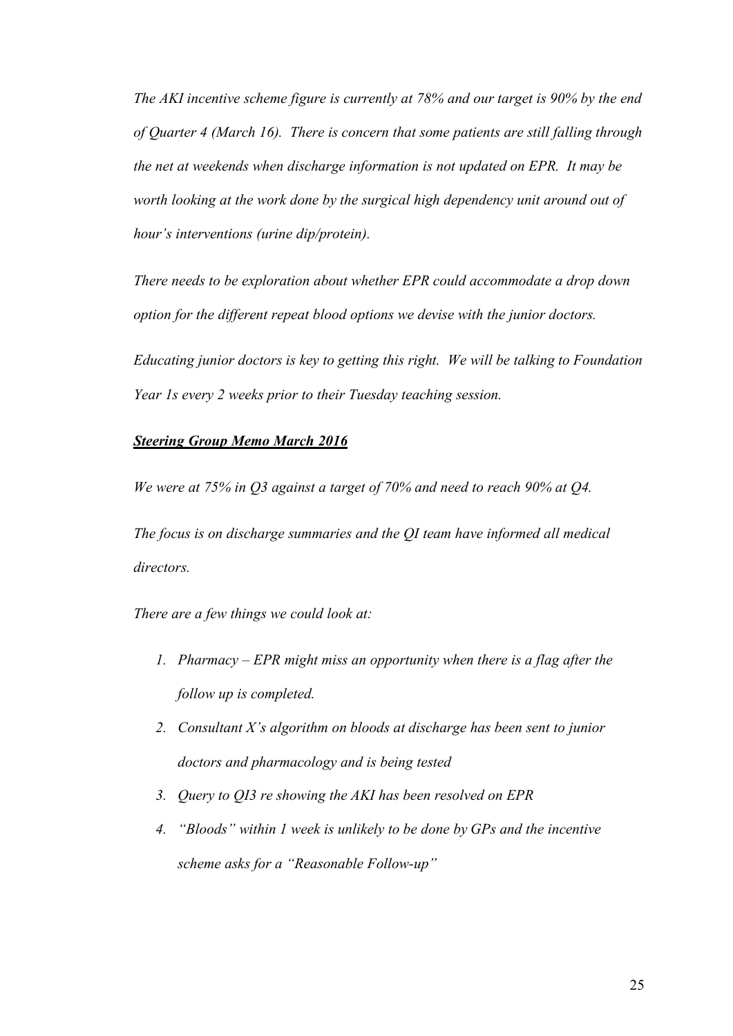*The AKI incentive scheme figure is currently at 78% and our target is 90% by the end of Quarter 4 (March 16). There is concern that some patients are still falling through the net at weekends when discharge information is not updated on EPR. It may be worth looking at the work done by the surgical high dependency unit around out of hour's interventions (urine dip/protein).*

*There needs to be exploration about whether EPR could accommodate a drop down option for the different repeat blood options we devise with the junior doctors.*

*Educating junior doctors is key to getting this right. We will be talking to Foundation Year 1s every 2 weeks prior to their Tuesday teaching session.*

***Steering Group Memo March 2016***

*We were at 75% in Q3 against a target of 70% and need to reach 90% at Q4.*

*The focus is on discharge summaries and the QI team have informed all medical directors.*

*There are a few things we could look at:*

1. *Pharmacy – EPR might miss an opportunity when there is a flag after the follow up is completed.*
2. *Consultant X's algorithm on bloods at discharge has been sent to junior doctors and pharmacology and is being tested*
3. *Query to QI3 re showing the AKI has been resolved on EPR*
4. *"Bloods" within 1 week is unlikely to be done by GPs and the incentive scheme asks for a "Reasonable Follow-up"*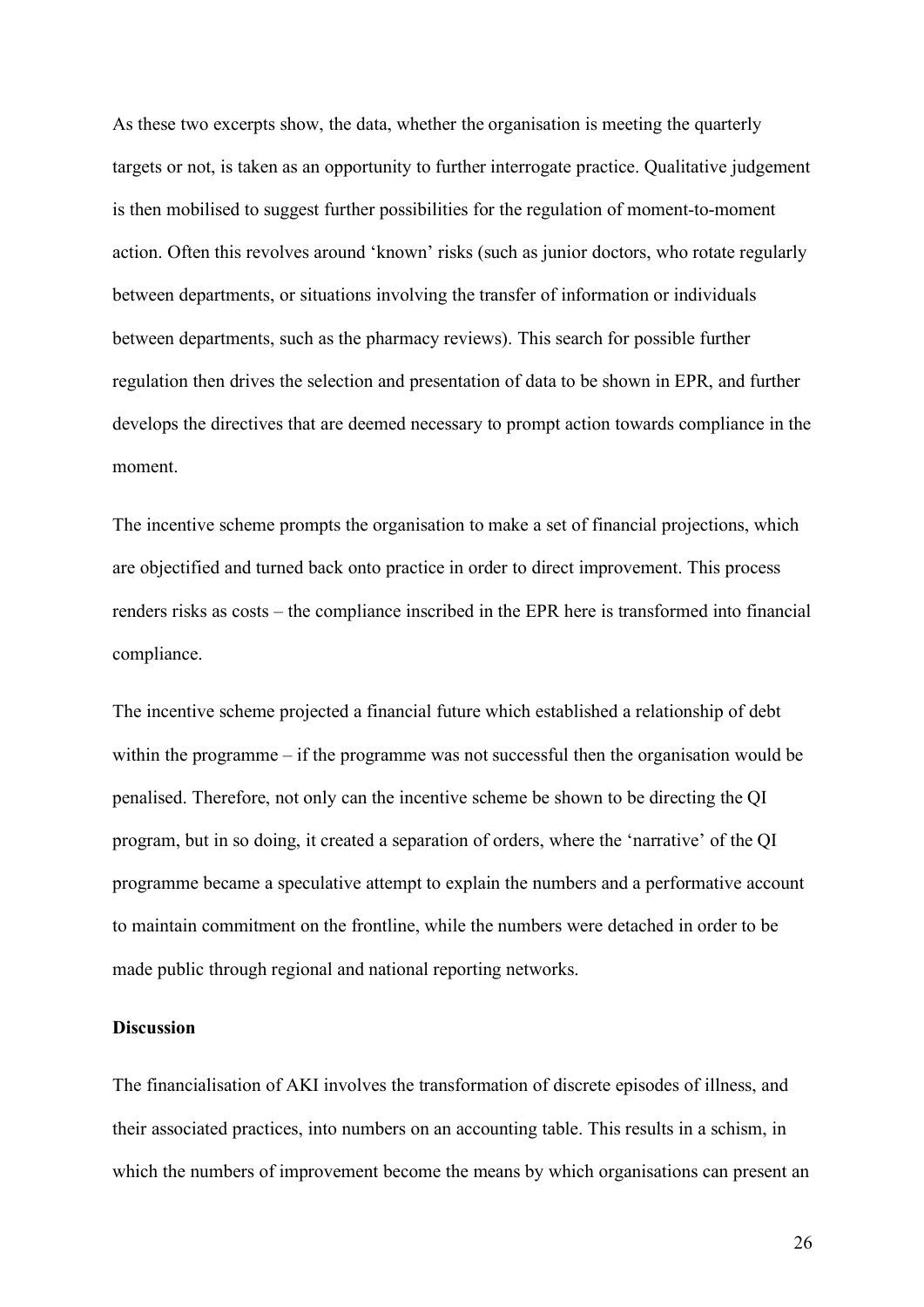As these two excerpts show, the data, whether the organisation is meeting the quarterly targets or not, is taken as an opportunity to further interrogate practice. Qualitative judgement is then mobilised to suggest further possibilities for the regulation of moment-to-moment action. Often this revolves around 'known' risks (such as junior doctors, who rotate regularly between departments, or situations involving the transfer of information or individuals between departments, such as the pharmacy reviews). This search for possible further regulation then drives the selection and presentation of data to be shown in EPR, and further develops the directives that are deemed necessary to prompt action towards compliance in the moment.

The incentive scheme prompts the organisation to make a set of financial projections, which are objectified and turned back onto practice in order to direct improvement. This process renders risks as costs – the compliance inscribed in the EPR here is transformed into financial compliance.

The incentive scheme projected a financial future which established a relationship of debt within the programme – if the programme was not successful then the organisation would be penalised. Therefore, not only can the incentive scheme be shown to be directing the QI program, but in so doing, it created a separation of orders, where the 'narrative' of the QI programme became a speculative attempt to explain the numbers and a performative account to maintain commitment on the frontline, while the numbers were detached in order to be made public through regional and national reporting networks.

**Discussion**

The financialisation of AKI involves the transformation of discrete episodes of illness, and their associated practices, into numbers on an accounting table. This results in a schism, in which the numbers of improvement become the means by which organisations can present an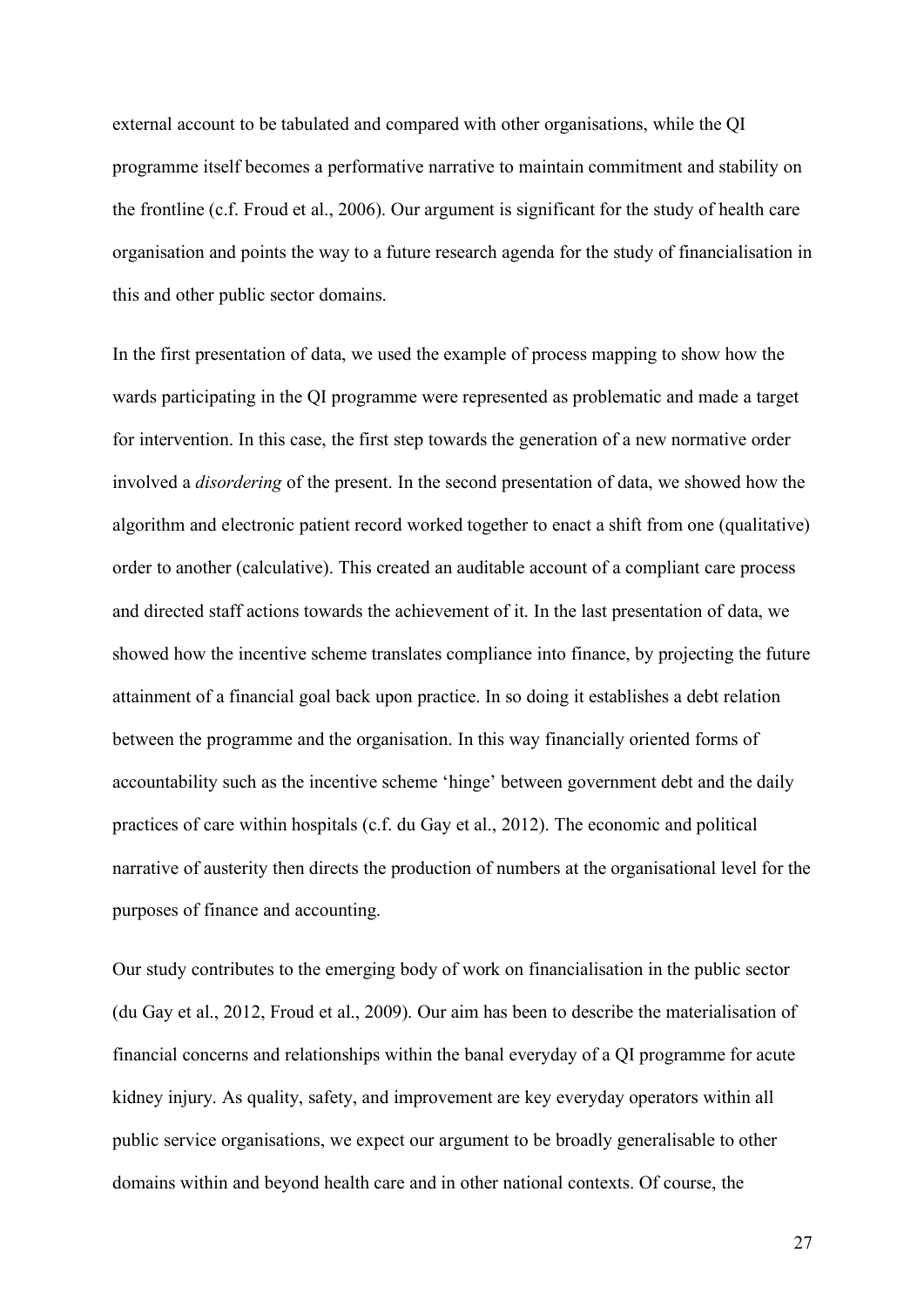external account to be tabulated and compared with other organisations, while the QI programme itself becomes a performative narrative to maintain commitment and stability on the frontline (c.f. Froud et al., 2006). Our argument is significant for the study of health care organisation and points the way to a future research agenda for the study of financialisation in this and other public sector domains.

In the first presentation of data, we used the example of process mapping to show how the wards participating in the QI programme were represented as problematic and made a target for intervention. In this case, the first step towards the generation of a new normative order involved a *disordering* of the present. In the second presentation of data, we showed how the algorithm and electronic patient record worked together to enact a shift from one (qualitative) order to another (calculative). This created an auditable account of a compliant care process and directed staff actions towards the achievement of it. In the last presentation of data, we showed how the incentive scheme translates compliance into finance, by projecting the future attainment of a financial goal back upon practice. In so doing it establishes a debt relation between the programme and the organisation. In this way financially oriented forms of accountability such as the incentive scheme 'hinge' between government debt and the daily practices of care within hospitals (c.f. du Gay et al., 2012). The economic and political narrative of austerity then directs the production of numbers at the organisational level for the purposes of finance and accounting.

Our study contributes to the emerging body of work on financialisation in the public sector (du Gay et al., 2012, Froud et al., 2009). Our aim has been to describe the materialisation of financial concerns and relationships within the banal everyday of a QI programme for acute kidney injury. As quality, safety, and improvement are key everyday operators within all public service organisations, we expect our argument to be broadly generalisable to other domains within and beyond health care and in other national contexts. Of course, the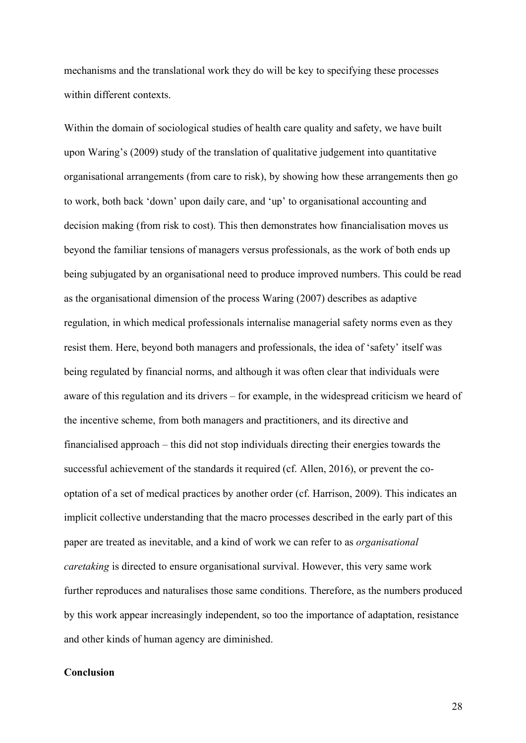mechanisms and the translational work they do will be key to specifying these processes within different contexts.

Within the domain of sociological studies of health care quality and safety, we have built upon Waring's (2009) study of the translation of qualitative judgement into quantitative organisational arrangements (from care to risk), by showing how these arrangements then go to work, both back 'down' upon daily care, and 'up' to organisational accounting and decision making (from risk to cost). This then demonstrates how financialisation moves us beyond the familiar tensions of managers versus professionals, as the work of both ends up being subjugated by an organisational need to produce improved numbers. This could be read as the organisational dimension of the process Waring (2007) describes as adaptive regulation, in which medical professionals internalise managerial safety norms even as they resist them. Here, beyond both managers and professionals, the idea of 'safety' itself was being regulated by financial norms, and although it was often clear that individuals were aware of this regulation and its drivers – for example, in the widespread criticism we heard of the incentive scheme, from both managers and practitioners, and its directive and financialised approach – this did not stop individuals directing their energies towards the successful achievement of the standards it required (cf. Allen, 2016), or prevent the co-optation of a set of medical practices by another order (cf. Harrison, 2009). This indicates an implicit collective understanding that the macro processes described in the early part of this paper are treated as inevitable, and a kind of work we can refer to as *organisational caretaking* is directed to ensure organisational survival. However, this very same work further reproduces and naturalises those same conditions. Therefore, as the numbers produced by this work appear increasingly independent, so too the importance of adaptation, resistance and other kinds of human agency are diminished.

## Conclusion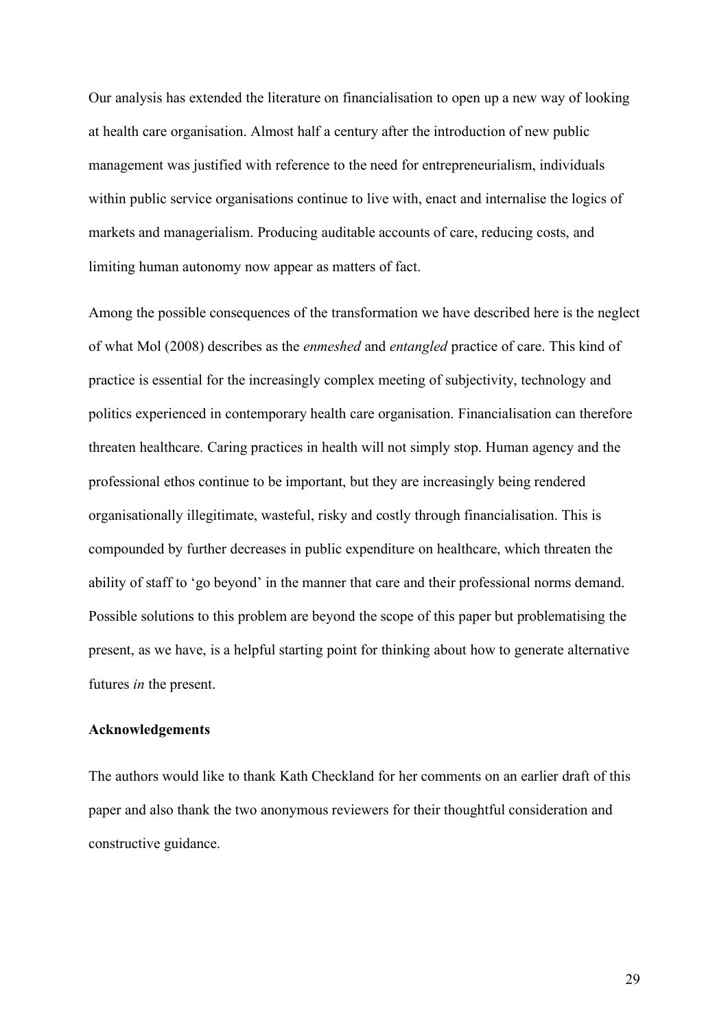Our analysis has extended the literature on financialisation to open up a new way of looking at health care organisation. Almost half a century after the introduction of new public management was justified with reference to the need for entrepreneurialism, individuals within public service organisations continue to live with, enact and internalise the logics of markets and managerialism. Producing auditable accounts of care, reducing costs, and limiting human autonomy now appear as matters of fact.

Among the possible consequences of the transformation we have described here is the neglect of what Mol (2008) describes as the *enmeshed* and *entangled* practice of care. This kind of practice is essential for the increasingly complex meeting of subjectivity, technology and politics experienced in contemporary health care organisation. Financialisation can therefore threaten healthcare. Caring practices in health will not simply stop. Human agency and the professional ethos continue to be important, but they are increasingly being rendered organisationally illegitimate, wasteful, risky and costly through financialisation. This is compounded by further decreases in public expenditure on healthcare, which threaten the ability of staff to 'go beyond' in the manner that care and their professional norms demand. Possible solutions to this problem are beyond the scope of this paper but problematising the present, as we have, is a helpful starting point for thinking about how to generate alternative futures *in* the present.

**Acknowledgements**

The authors would like to thank Kath Checkland for her comments on an earlier draft of this paper and also thank the two anonymous reviewers for their thoughtful consideration and constructive guidance.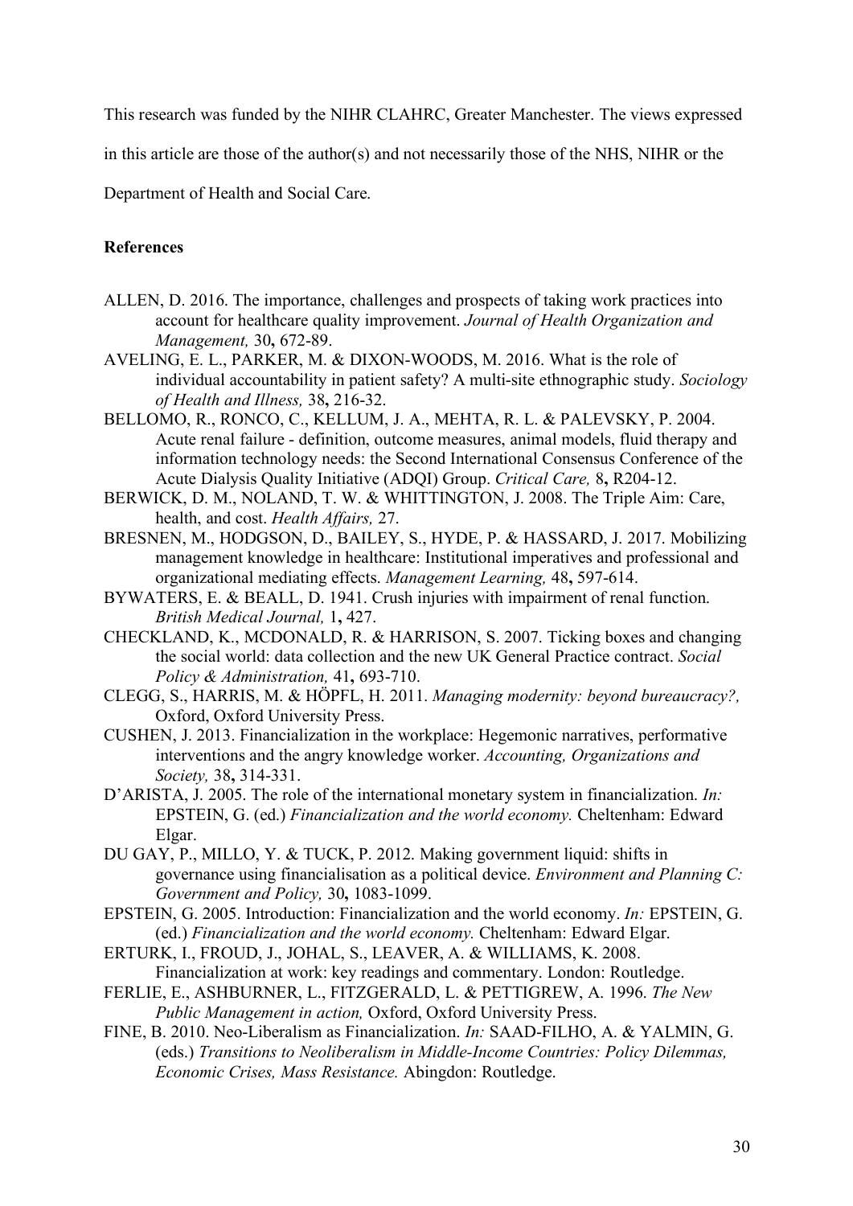This research was funded by the NIHR CLAHRC, Greater Manchester. The views expressed in this article are those of the author(s) and not necessarily those of the NHS, NIHR or the Department of Health and Social Care.

**References**

ALLEN, D. 2016. The importance, challenges and prospects of taking work practices into account for healthcare quality improvement. *Journal of Health Organization and Management,* 30**,** 672-89.

AVELING, E. L., PARKER, M. & DIXON-WOODS, M. 2016. What is the role of individual accountability in patient safety? A multi-site ethnographic study. *Sociology of Health and Illness,* 38**,** 216-32.

BELLOMO, R., RONCO, C., KELLUM, J. A., MEHTA, R. L. & PALEVSKY, P. 2004. Acute renal failure - definition, outcome measures, animal models, fluid therapy and information technology needs: the Second International Consensus Conference of the Acute Dialysis Quality Initiative (ADQI) Group. *Critical Care,* 8**,** R204-12.

BERWICK, D. M., NOLAND, T. W. & WHITTINGTON, J. 2008. The Triple Aim: Care, health, and cost. *Health Affairs,* 27.

BRESNEN, M., HODGSON, D., BAILEY, S., HYDE, P. & HASSARD, J. 2017. Mobilizing management knowledge in healthcare: Institutional imperatives and professional and organizational mediating effects. *Management Learning,* 48**,** 597-614.

BYWATERS, E. & BEALL, D. 1941. Crush injuries with impairment of renal function. *British Medical Journal,* 1**,** 427.

CHECKLAND, K., MCDONALD, R. & HARRISON, S. 2007. Ticking boxes and changing the social world: data collection and the new UK General Practice contract. *Social Policy & Administration,* 41**,** 693-710.

CLEGG, S., HARRIS, M. & HÖPFL, H. 2011. *Managing modernity: beyond bureaucracy?,* Oxford, Oxford University Press.

CUSHEN, J. 2013. Financialization in the workplace: Hegemonic narratives, performative interventions and the angry knowledge worker. *Accounting, Organizations and Society,* 38**,** 314-331.

D'ARISTA, J. 2005. The role of the international monetary system in financialization. *In:* EPSTEIN, G. (ed.) *Financialization and the world economy.* Cheltenham: Edward Elgar.

DU GAY, P., MILLO, Y. & TUCK, P. 2012. Making government liquid: shifts in governance using financialisation as a political device. *Environment and Planning C: Government and Policy,* 30**,** 1083-1099.

EPSTEIN, G. 2005. Introduction: Financialization and the world economy. *In:* EPSTEIN, G. (ed.) *Financialization and the world economy.* Cheltenham: Edward Elgar.

ERTURK, I., FROUD, J., JOHAL, S., LEAVER, A. & WILLIAMS, K. 2008. Financialization at work: key readings and commentary. London: Routledge.

FERLIE, E., ASHBURNER, L., FITZGERALD, L. & PETTIGREW, A. 1996. *The New Public Management in action,* Oxford, Oxford University Press.

FINE, B. 2010. Neo-Liberalism as Financialization. *In:* SAAD-FILHO, A. & YALMIN, G. (eds.) *Transitions to Neoliberalism in Middle-Income Countries: Policy Dilemmas, Economic Crises, Mass Resistance.* Abingdon: Routledge.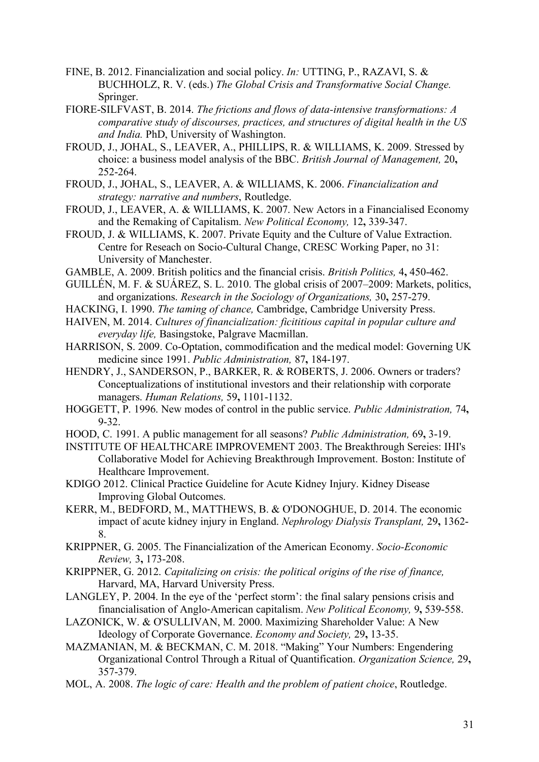FINE, B. 2012. Financialization and social policy. *In:* UTTING, P., RAZAVI, S. & BUCHHOLZ, R. V. (eds.) *The Global Crisis and Transformative Social Change.* Springer.

FIORE-SILFVAST, B. 2014. *The frictions and flows of data-intensive transformations: A comparative study of discourses, practices, and structures of digital health in the US and India.* PhD, University of Washington.

FROUD, J., JOHAL, S., LEAVER, A., PHILLIPS, R. & WILLIAMS, K. 2009. Stressed by choice: a business model analysis of the BBC. *British Journal of Management,* 20**,** 252-264.

FROUD, J., JOHAL, S., LEAVER, A. & WILLIAMS, K. 2006. *Financialization and strategy: narrative and numbers*, Routledge.

FROUD, J., LEAVER, A. & WILLIAMS, K. 2007. New Actors in a Financialised Economy and the Remaking of Capitalism. *New Political Economy,* 12**,** 339-347.

FROUD, J. & WILLIAMS, K. 2007. Private Equity and the Culture of Value Extraction. Centre for Reseach on Socio-Cultural Change, CRESC Working Paper, no 31: University of Manchester.

GAMBLE, A. 2009. British politics and the financial crisis. *British Politics,* 4**,** 450-462.

GUILLÉN, M. F. & SUÁREZ, S. L. 2010. The global crisis of 2007–2009: Markets, politics, and organizations. *Research in the Sociology of Organizations,* 30**,** 257-279.

HACKING, I. 1990. *The taming of chance,* Cambridge, Cambridge University Press.

HAIVEN, M. 2014. *Cultures of financialization: ficititious capital in popular culture and everyday life,* Basingstoke, Palgrave Macmillan.

HARRISON, S. 2009. Co-Optation, commodification and the medical model: Governing UK medicine since 1991. *Public Administration,* 87**,** 184-197.

HENDRY, J., SANDERSON, P., BARKER, R. & ROBERTS, J. 2006. Owners or traders? Conceptualizations of institutional investors and their relationship with corporate managers. *Human Relations,* 59**,** 1101-1132.

HOGGETT, P. 1996. New modes of control in the public service. *Public Administration,* 74**,** 9-32.

HOOD, C. 1991. A public management for all seasons? *Public Administration,* 69**,** 3-19.

INSTITUTE OF HEALTHCARE IMPROVEMENT 2003. The Breakthrough Sereies: IHI's Collaborative Model for Achieving Breakthrough Improvement. Boston: Institute of Healthcare Improvement.

KDIGO 2012. Clinical Practice Guideline for Acute Kidney Injury. Kidney Disease Improving Global Outcomes.

KERR, M., BEDFORD, M., MATTHEWS, B. & O'DONOGHUE, D. 2014. The economic impact of acute kidney injury in England. *Nephrology Dialysis Transplant,* 29**,** 1362-8.

KRIPPNER, G. 2005. The Financialization of the American Economy. *Socio-Economic Review,* 3**,** 173-208.

KRIPPNER, G. 2012. *Capitalizing on crisis: the political origins of the rise of finance,* Harvard, MA, Harvard University Press.

LANGLEY, P. 2004. In the eye of the 'perfect storm': the final salary pensions crisis and financialisation of Anglo-American capitalism. *New Political Economy,* 9**,** 539-558.

LAZONICK, W. & O'SULLIVAN, M. 2000. Maximizing Shareholder Value: A New Ideology of Corporate Governance. *Economy and Society,* 29**,** 13-35.

MAZMANIAN, M. & BECKMAN, C. M. 2018. "Making" Your Numbers: Engendering Organizational Control Through a Ritual of Quantification. *Organization Science,* 29**,** 357-379.

MOL, A. 2008. *The logic of care: Health and the problem of patient choice*, Routledge.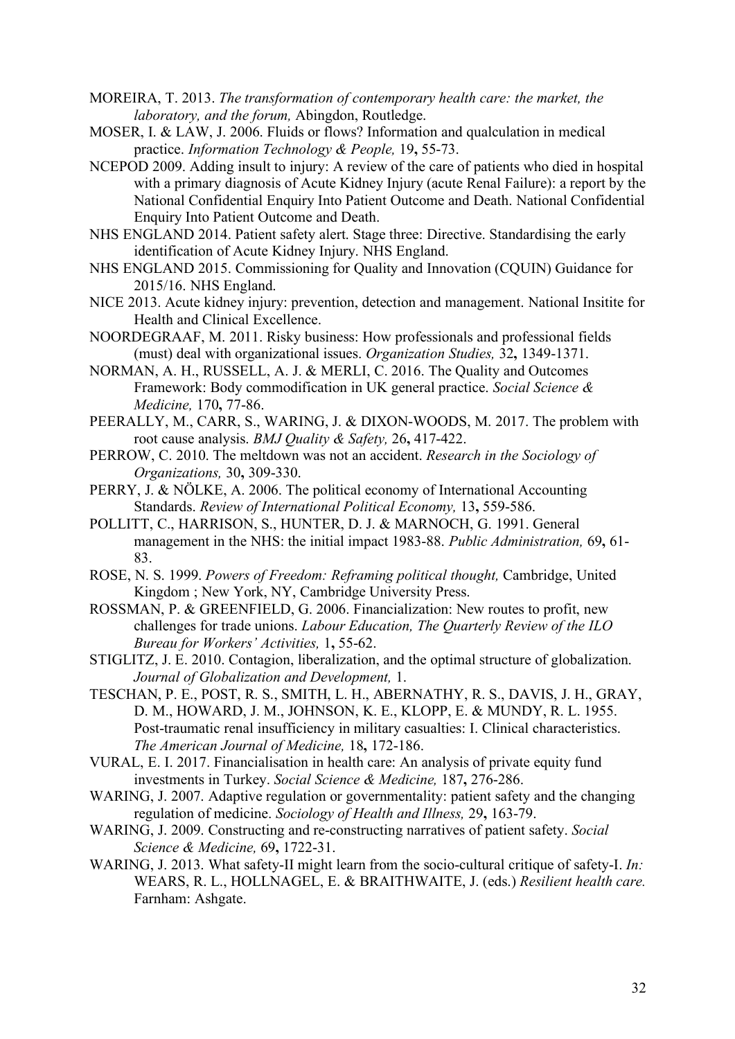MOREIRA, T. 2013. *The transformation of contemporary health care: the market, the laboratory, and the forum,* Abingdon, Routledge.

MOSER, I. & LAW, J. 2006. Fluids or flows? Information and qualculation in medical practice. *Information Technology & People,* 19**,** 55-73.

NCEPOD 2009. Adding insult to injury: A review of the care of patients who died in hospital with a primary diagnosis of Acute Kidney Injury (acute Renal Failure): a report by the National Confidential Enquiry Into Patient Outcome and Death. National Confidential Enquiry Into Patient Outcome and Death.

NHS ENGLAND 2014. Patient safety alert. Stage three: Directive. Standardising the early identification of Acute Kidney Injury. NHS England.

NHS ENGLAND 2015. Commissioning for Quality and Innovation (CQUIN) Guidance for 2015/16. NHS England.

NICE 2013. Acute kidney injury: prevention, detection and management. National Insitite for Health and Clinical Excellence.

NOORDEGRAAF, M. 2011. Risky business: How professionals and professional fields (must) deal with organizational issues. *Organization Studies,* 32**,** 1349-1371.

NORMAN, A. H., RUSSELL, A. J. & MERLI, C. 2016. The Quality and Outcomes Framework: Body commodification in UK general practice. *Social Science & Medicine,* 170**,** 77-86.

PEERALLY, M., CARR, S., WARING, J. & DIXON-WOODS, M. 2017. The problem with root cause analysis. *BMJ Quality & Safety,* 26**,** 417-422.

PERROW, C. 2010. The meltdown was not an accident. *Research in the Sociology of Organizations,* 30**,** 309-330.

PERRY, J. & NÖLKE, A. 2006. The political economy of International Accounting Standards. *Review of International Political Economy,* 13**,** 559-586.

POLLITT, C., HARRISON, S., HUNTER, D. J. & MARNOCH, G. 1991. General management in the NHS: the initial impact 1983-88. *Public Administration,* 69**,** 61-83.

ROSE, N. S. 1999. *Powers of Freedom: Reframing political thought,* Cambridge, United Kingdom ; New York, NY, Cambridge University Press.

ROSSMAN, P. & GREENFIELD, G. 2006. Financialization: New routes to profit, new challenges for trade unions. *Labour Education, The Quarterly Review of the ILO Bureau for Workers' Activities,* 1**,** 55-62.

STIGLITZ, J. E. 2010. Contagion, liberalization, and the optimal structure of globalization. *Journal of Globalization and Development,* 1.

TESCHAN, P. E., POST, R. S., SMITH, L. H., ABERNATHY, R. S., DAVIS, J. H., GRAY, D. M., HOWARD, J. M., JOHNSON, K. E., KLOPP, E. & MUNDY, R. L. 1955. Post-traumatic renal insufficiency in military casualties: I. Clinical characteristics. *The American Journal of Medicine,* 18**,** 172-186.

VURAL, E. I. 2017. Financialisation in health care: An analysis of private equity fund investments in Turkey. *Social Science & Medicine,* 187**,** 276-286.

WARING, J. 2007. Adaptive regulation or governmentality: patient safety and the changing regulation of medicine. *Sociology of Health and Illness,* 29**,** 163-79.

WARING, J. 2009. Constructing and re-constructing narratives of patient safety. *Social Science & Medicine,* 69**,** 1722-31.

WARING, J. 2013. What safety-II might learn from the socio-cultural critique of safety-I. *In:* WEARS, R. L., HOLLNAGEL, E. & BRAITHWAITE, J. (eds.) *Resilient health care.* Farnham: Ashgate.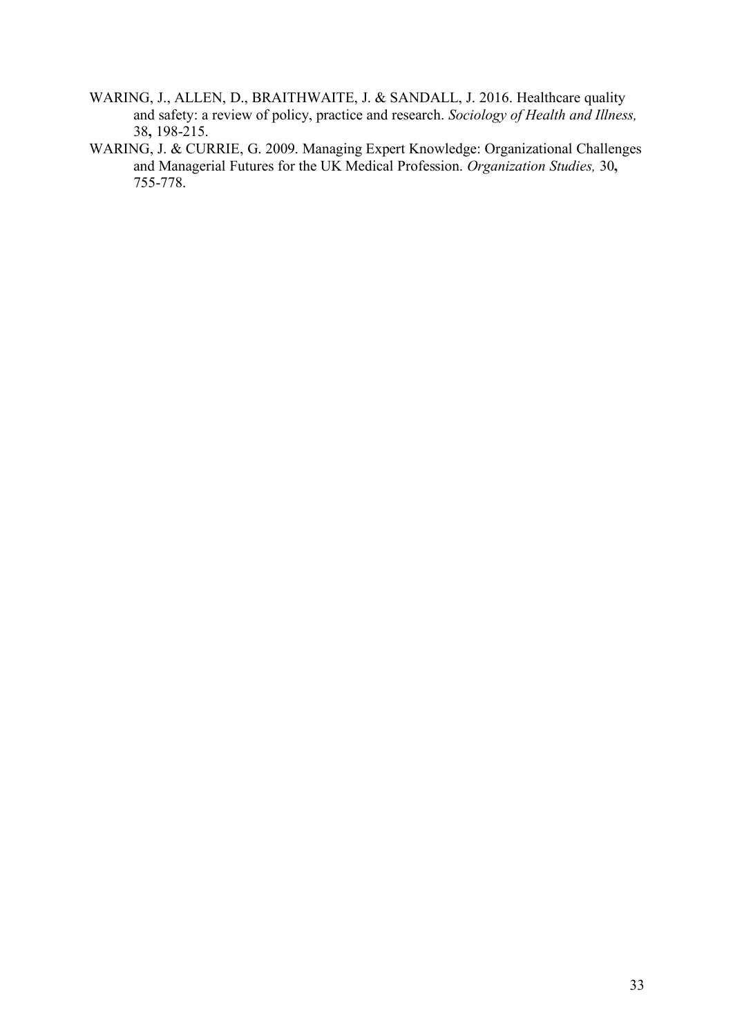WARING, J., ALLEN, D., BRAITHWAITE, J. & SANDALL, J. 2016. Healthcare quality and safety: a review of policy, practice and research. *Sociology of Health and Illness,* 38**,** 198-215.

WARING, J. & CURRIE, G. 2009. Managing Expert Knowledge: Organizational Challenges and Managerial Futures for the UK Medical Profession. *Organization Studies,* 30**,** 755-778.